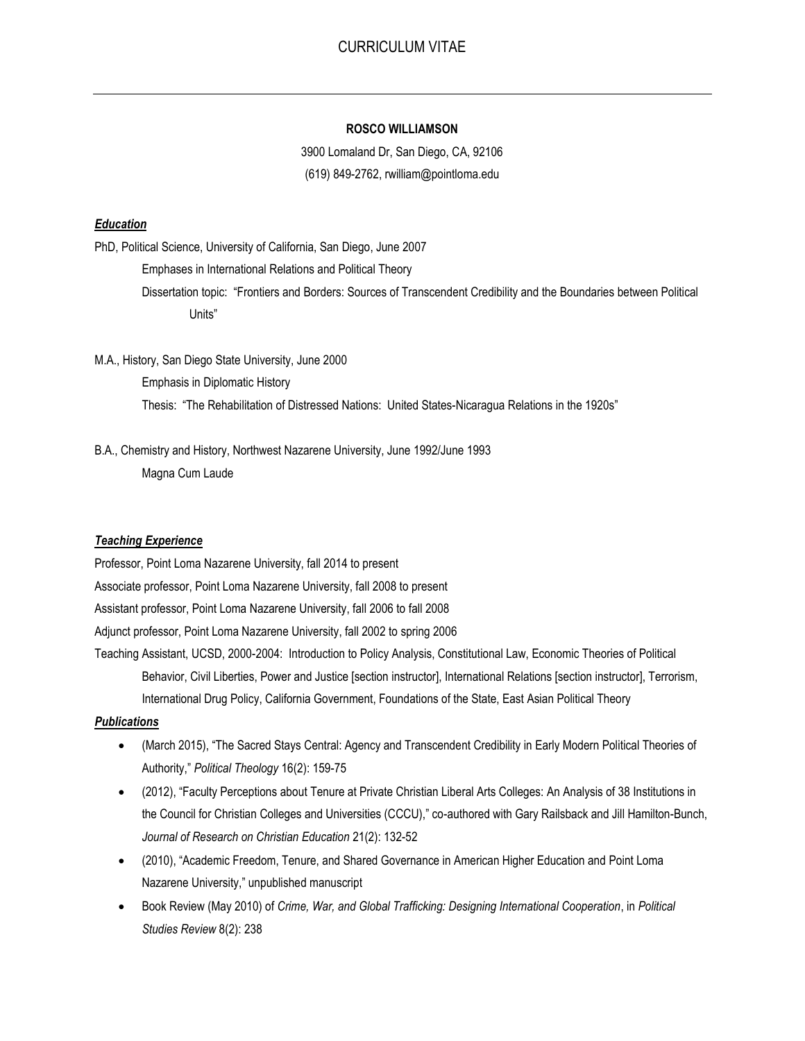# CURRICULUM VITAE

**ROSCO WILLIAMSON**

3900 Lomaland Dr, San Diego, CA, 92106

(619) 849-2762, rwilliam@pointloma.edu

## ***Education***

PhD, Political Science, University of California, San Diego, June 2007

Emphases in International Relations and Political Theory

Dissertation topic: "Frontiers and Borders: Sources of Transcendent Credibility and the Boundaries between Political Units"

M.A., History, San Diego State University, June 2000

Emphasis in Diplomatic History

Thesis: "The Rehabilitation of Distressed Nations: United States-Nicaragua Relations in the 1920s"

B.A., Chemistry and History, Northwest Nazarene University, June 1992/June 1993

Magna Cum Laude

## ***Teaching Experience***

Professor, Point Loma Nazarene University, fall 2014 to present

Associate professor, Point Loma Nazarene University, fall 2008 to present

Assistant professor, Point Loma Nazarene University, fall 2006 to fall 2008

Adjunct professor, Point Loma Nazarene University, fall 2002 to spring 2006

Teaching Assistant, UCSD, 2000-2004: Introduction to Policy Analysis, Constitutional Law, Economic Theories of Political Behavior, Civil Liberties, Power and Justice [section instructor], International Relations [section instructor], Terrorism, International Drug Policy, California Government, Foundations of the State, East Asian Political Theory

## ***Publications***

- (March 2015), "The Sacred Stays Central: Agency and Transcendent Credibility in Early Modern Political Theories of Authority," *Political Theology* 16(2): 159-75
- (2012), "Faculty Perceptions about Tenure at Private Christian Liberal Arts Colleges: An Analysis of 38 Institutions in the Council for Christian Colleges and Universities (CCCU)," co-authored with Gary Railsback and Jill Hamilton-Bunch, *Journal of Research on Christian Education* 21(2): 132-52
- (2010), "Academic Freedom, Tenure, and Shared Governance in American Higher Education and Point Loma Nazarene University," unpublished manuscript
- Book Review (May 2010) of *Crime, War, and Global Trafficking: Designing International Cooperation*, in *Political Studies Review* 8(2): 238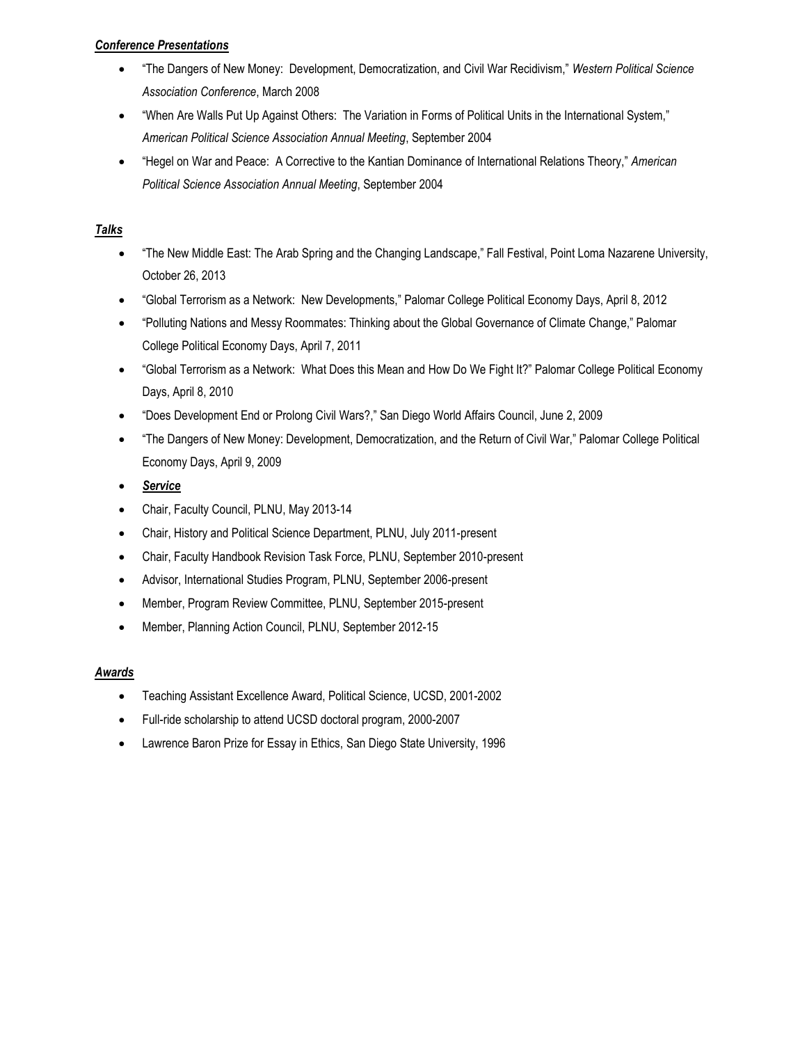***Conference Presentations***

- "The Dangers of New Money: Development, Democratization, and Civil War Recidivism," *Western Political Science Association Conference*, March 2008
- "When Are Walls Put Up Against Others: The Variation in Forms of Political Units in the International System," *American Political Science Association Annual Meeting*, September 2004
- "Hegel on War and Peace: A Corrective to the Kantian Dominance of International Relations Theory," *American Political Science Association Annual Meeting*, September 2004

***Talks***

- "The New Middle East: The Arab Spring and the Changing Landscape," Fall Festival, Point Loma Nazarene University, October 26, 2013
- "Global Terrorism as a Network: New Developments," Palomar College Political Economy Days, April 8, 2012
- "Polluting Nations and Messy Roommates: Thinking about the Global Governance of Climate Change," Palomar College Political Economy Days, April 7, 2011
- "Global Terrorism as a Network: What Does this Mean and How Do We Fight It?" Palomar College Political Economy Days, April 8, 2010
- "Does Development End or Prolong Civil Wars?," San Diego World Affairs Council, June 2, 2009
- "The Dangers of New Money: Development, Democratization, and the Return of Civil War," Palomar College Political Economy Days, April 9, 2009
- ***Service***
- Chair, Faculty Council, PLNU, May 2013-14
- Chair, History and Political Science Department, PLNU, July 2011-present
- Chair, Faculty Handbook Revision Task Force, PLNU, September 2010-present
- Advisor, International Studies Program, PLNU, September 2006-present
- Member, Program Review Committee, PLNU, September 2015-present
- Member, Planning Action Council, PLNU, September 2012-15

***Awards***

- Teaching Assistant Excellence Award, Political Science, UCSD, 2001-2002
- Full-ride scholarship to attend UCSD doctoral program, 2000-2007
- Lawrence Baron Prize for Essay in Ethics, San Diego State University, 1996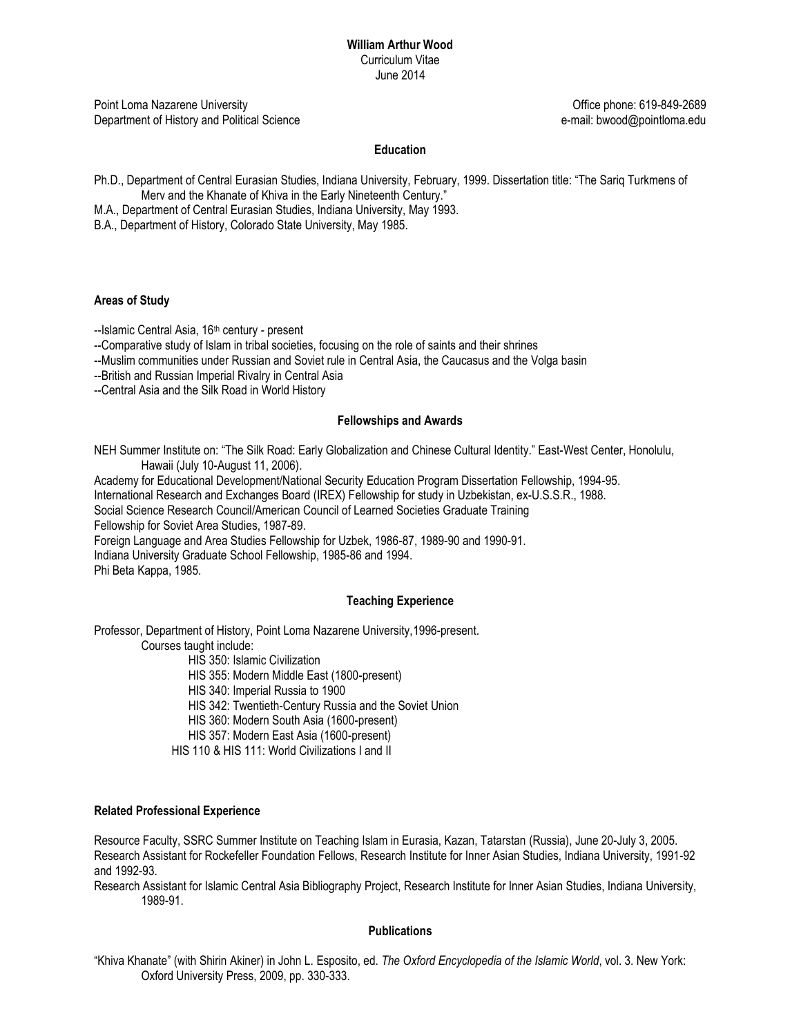**William Arthur Wood**
Curriculum Vitae
June 2014

Point Loma Nazarene University
Department of History and Political Science

Office phone: 619-849-2689
e-mail: bwood@pointloma.edu

## Education

Ph.D., Department of Central Eurasian Studies, Indiana University, February, 1999. Dissertation title: "The Sariq Turkmens of Merv and the Khanate of Khiva in the Early Nineteenth Century."
M.A., Department of Central Eurasian Studies, Indiana University, May 1993.
B.A., Department of History, Colorado State University, May 1985.

## Areas of Study

--Islamic Central Asia, 16th century - present
--Comparative study of Islam in tribal societies, focusing on the role of saints and their shrines
--Muslim communities under Russian and Soviet rule in Central Asia, the Caucasus and the Volga basin
--British and Russian Imperial Rivalry in Central Asia
--Central Asia and the Silk Road in World History

## Fellowships and Awards

NEH Summer Institute on: "The Silk Road: Early Globalization and Chinese Cultural Identity." East-West Center, Honolulu, Hawaii (July 10-August 11, 2006).
Academy for Educational Development/National Security Education Program Dissertation Fellowship, 1994-95.
International Research and Exchanges Board (IREX) Fellowship for study in Uzbekistan, ex-U.S.S.R., 1988.
Social Science Research Council/American Council of Learned Societies Graduate Training
Fellowship for Soviet Area Studies, 1987-89.
Foreign Language and Area Studies Fellowship for Uzbek, 1986-87, 1989-90 and 1990-91.
Indiana University Graduate School Fellowship, 1985-86 and 1994.
Phi Beta Kappa, 1985.

## Teaching Experience

Professor, Department of History, Point Loma Nazarene University, 1996-present.
Courses taught include:
- HIS 350: Islamic Civilization
- HIS 355: Modern Middle East (1800-present)
- HIS 340: Imperial Russia to 1900
- HIS 342: Twentieth-Century Russia and the Soviet Union
- HIS 360: Modern South Asia (1600-present)
- HIS 357: Modern East Asia (1600-present)
- HIS 110 & HIS 111: World Civilizations I and II

## Related Professional Experience

Resource Faculty, SSRC Summer Institute on Teaching Islam in Eurasia, Kazan, Tatarstan (Russia), June 20-July 3, 2005.
Research Assistant for Rockefeller Foundation Fellows, Research Institute for Inner Asian Studies, Indiana University, 1991-92 and 1992-93.
Research Assistant for Islamic Central Asia Bibliography Project, Research Institute for Inner Asian Studies, Indiana University, 1989-91.

## Publications

"Khiva Khanate" (with Shirin Akiner) in John L. Esposito, ed. *The Oxford Encyclopedia of the Islamic World*, vol. 3. New York: Oxford University Press, 2009, pp. 330-333.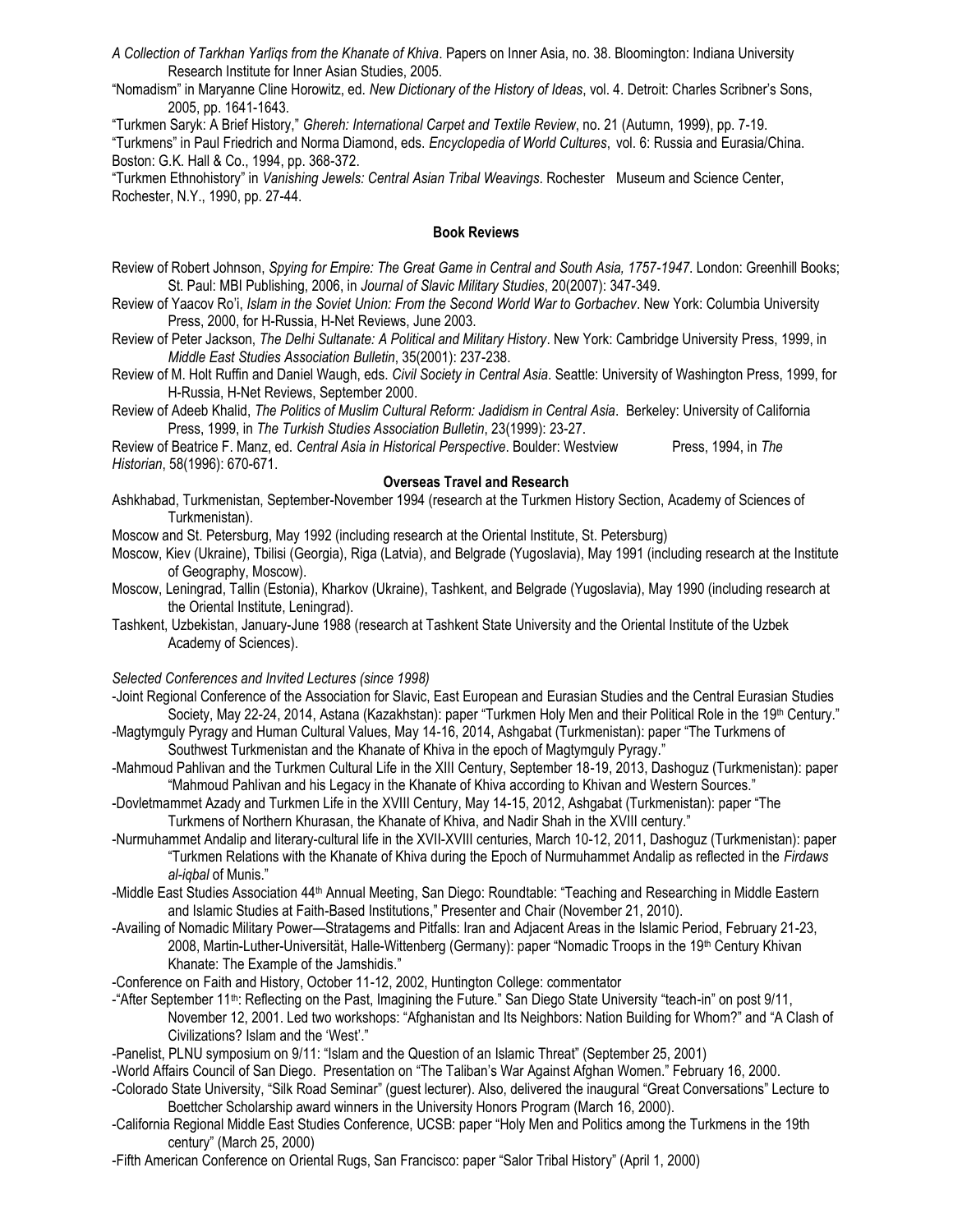*A Collection of Tarkhan Yarlïqs from the Khanate of Khiva*. Papers on Inner Asia, no. 38. Bloomington: Indiana University Research Institute for Inner Asian Studies, 2005.

"Nomadism" in Maryanne Cline Horowitz, ed. *New Dictionary of the History of Ideas*, vol. 4. Detroit: Charles Scribner's Sons, 2005, pp. 1641-1643.

"Turkmen Saryk: A Brief History," *Ghereh: International Carpet and Textile Review*, no. 21 (Autumn, 1999), pp. 7-19.

"Turkmens" in Paul Friedrich and Norma Diamond, eds. *Encyclopedia of World Cultures*, vol. 6: Russia and Eurasia/China. Boston: G.K. Hall & Co., 1994, pp. 368-372.

"Turkmen Ethnohistory" in *Vanishing Jewels: Central Asian Tribal Weavings*. Rochester Museum and Science Center, Rochester, N.Y., 1990, pp. 27-44.

**Book Reviews**

Review of Robert Johnson, *Spying for Empire: The Great Game in Central and South Asia, 1757-1947*. London: Greenhill Books; St. Paul: MBI Publishing, 2006, in *Journal of Slavic Military Studies*, 20(2007): 347-349.

Review of Yaacov Ro'i, *Islam in the Soviet Union: From the Second World War to Gorbachev*. New York: Columbia University Press, 2000, for H-Russia, H-Net Reviews, June 2003.

Review of Peter Jackson, *The Delhi Sultanate: A Political and Military History*. New York: Cambridge University Press, 1999, in *Middle East Studies Association Bulletin*, 35(2001): 237-238.

Review of M. Holt Ruffin and Daniel Waugh, eds. *Civil Society in Central Asia*. Seattle: University of Washington Press, 1999, for H-Russia, H-Net Reviews, September 2000.

Review of Adeeb Khalid, *The Politics of Muslim Cultural Reform: Jadidism in Central Asia*. Berkeley: University of California Press, 1999, in *The Turkish Studies Association Bulletin*, 23(1999): 23-27.

Review of Beatrice F. Manz, ed. *Central Asia in Historical Perspective*. Boulder: Westview Press, 1994, in *The Historian*, 58(1996): 670-671.

**Overseas Travel and Research**

Ashkhabad, Turkmenistan, September-November 1994 (research at the Turkmen History Section, Academy of Sciences of Turkmenistan).

Moscow and St. Petersburg, May 1992 (including research at the Oriental Institute, St. Petersburg)

Moscow, Kiev (Ukraine), Tbilisi (Georgia), Riga (Latvia), and Belgrade (Yugoslavia), May 1991 (including research at the Institute of Geography, Moscow).

Moscow, Leningrad, Tallin (Estonia), Kharkov (Ukraine), Tashkent, and Belgrade (Yugoslavia), May 1990 (including research at the Oriental Institute, Leningrad).

Tashkent, Uzbekistan, January-June 1988 (research at Tashkent State University and the Oriental Institute of the Uzbek Academy of Sciences).

*Selected Conferences and Invited Lectures (since 1998)*

-Joint Regional Conference of the Association for Slavic, East European and Eurasian Studies and the Central Eurasian Studies Society, May 22-24, 2014, Astana (Kazakhstan): paper "Turkmen Holy Men and their Political Role in the 19th Century."

-Magtymguly Pyragy and Human Cultural Values, May 14-16, 2014, Ashgabat (Turkmenistan): paper "The Turkmens of Southwest Turkmenistan and the Khanate of Khiva in the epoch of Magtymguly Pyragy."

-Mahmoud Pahlivan and the Turkmen Cultural Life in the XIII Century, September 18-19, 2013, Dashoguz (Turkmenistan): paper "Mahmoud Pahlivan and his Legacy in the Khanate of Khiva according to Khivan and Western Sources."

-Dovletmammet Azady and Turkmen Life in the XVIII Century, May 14-15, 2012, Ashgabat (Turkmenistan): paper "The Turkmens of Northern Khurasan, the Khanate of Khiva, and Nadir Shah in the XVIII century."

-Nurmuhammet Andalip and literary-cultural life in the XVII-XVIII centuries, March 10-12, 2011, Dashoguz (Turkmenistan): paper "Turkmen Relations with the Khanate of Khiva during the Epoch of Nurmuhammet Andalip as reflected in the *Firdaws al-iqbal* of Munis."

-Middle East Studies Association 44th Annual Meeting, San Diego: Roundtable: "Teaching and Researching in Middle Eastern and Islamic Studies at Faith-Based Institutions," Presenter and Chair (November 21, 2010).

-Availing of Nomadic Military Power—Stratagems and Pitfalls: Iran and Adjacent Areas in the Islamic Period, February 21-23, 2008, Martin-Luther-Universität, Halle-Wittenberg (Germany): paper "Nomadic Troops in the 19th Century Khivan Khanate: The Example of the Jamshidis."

-Conference on Faith and History, October 11-12, 2002, Huntington College: commentator

-"After September 11th: Reflecting on the Past, Imagining the Future." San Diego State University "teach-in" on post 9/11, November 12, 2001. Led two workshops: "Afghanistan and Its Neighbors: Nation Building for Whom?" and "A Clash of Civilizations? Islam and the 'West'."

-Panelist, PLNU symposium on 9/11: "Islam and the Question of an Islamic Threat" (September 25, 2001)

-World Affairs Council of San Diego. Presentation on "The Taliban's War Against Afghan Women." February 16, 2000.

-Colorado State University, "Silk Road Seminar" (guest lecturer). Also, delivered the inaugural "Great Conversations" Lecture to Boettcher Scholarship award winners in the University Honors Program (March 16, 2000).

-California Regional Middle East Studies Conference, UCSB: paper "Holy Men and Politics among the Turkmens in the 19th century" (March 25, 2000)

-Fifth American Conference on Oriental Rugs, San Francisco: paper "Salor Tribal History" (April 1, 2000)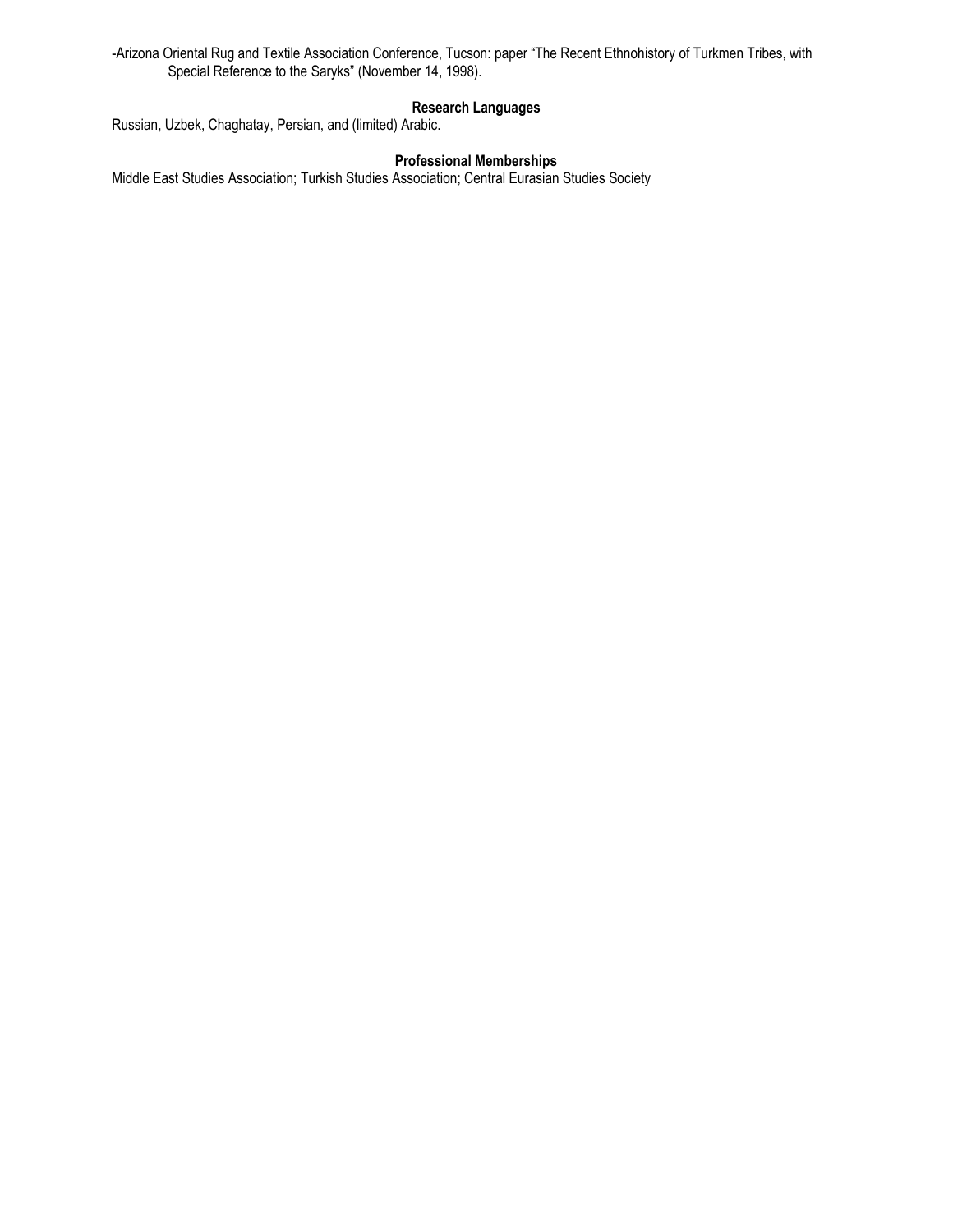-Arizona Oriental Rug and Textile Association Conference, Tucson: paper "The Recent Ethnohistory of Turkmen Tribes, with Special Reference to the Saryks" (November 14, 1998).

**Research Languages**

Russian, Uzbek, Chaghatay, Persian, and (limited) Arabic.

**Professional Memberships**

Middle East Studies Association; Turkish Studies Association; Central Eurasian Studies Society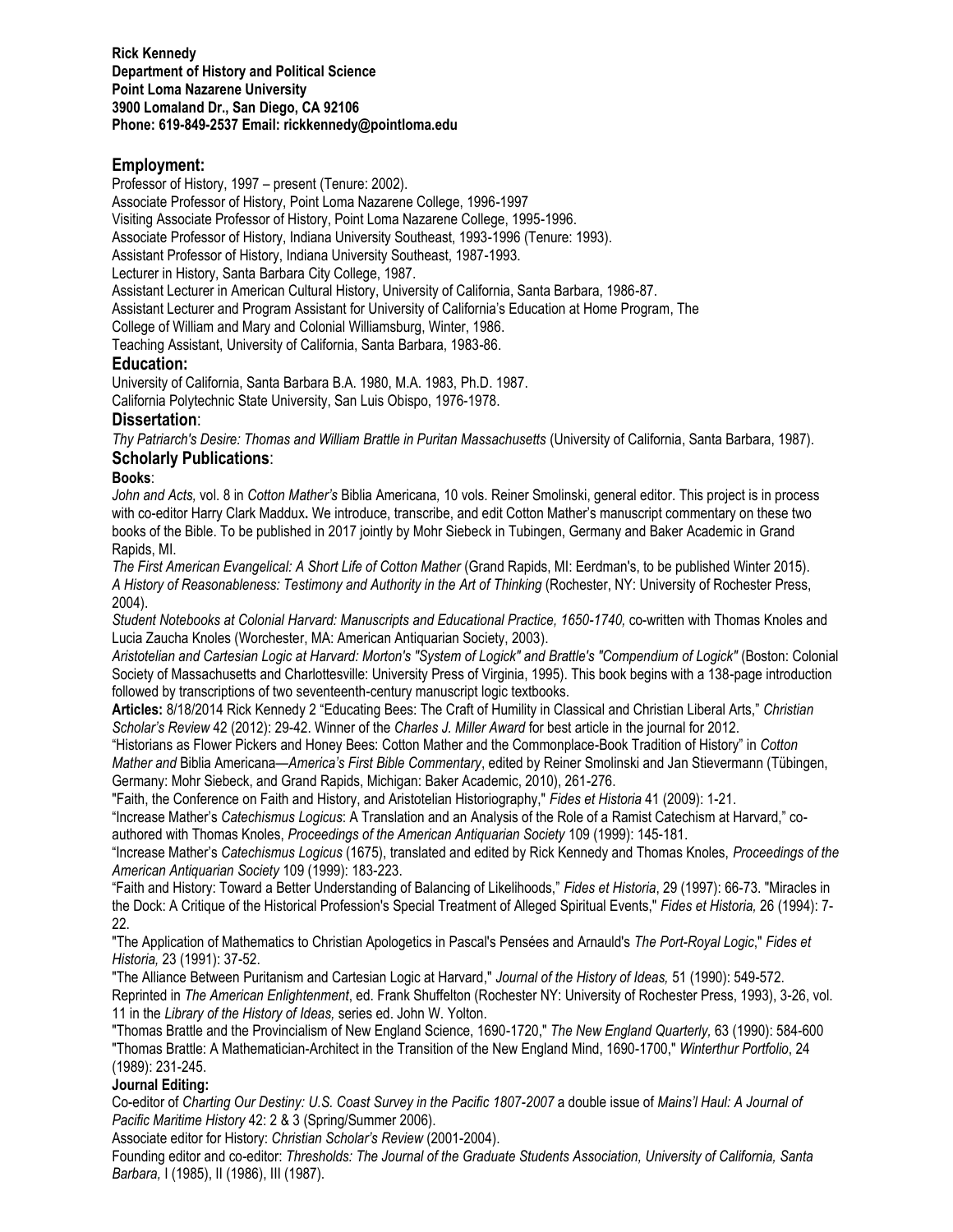**Rick Kennedy**
**Department of History and Political Science**
**Point Loma Nazarene University**
**3900 Lomaland Dr., San Diego, CA 92106**
**Phone: 619-849-2537 Email: rickkennedy@pointloma.edu**

## Employment:

Professor of History, 1997 – present (Tenure: 2002).
Associate Professor of History, Point Loma Nazarene College, 1996-1997
Visiting Associate Professor of History, Point Loma Nazarene College, 1995-1996.
Associate Professor of History, Indiana University Southeast, 1993-1996 (Tenure: 1993).
Assistant Professor of History, Indiana University Southeast, 1987-1993.
Lecturer in History, Santa Barbara City College, 1987.
Assistant Lecturer in American Cultural History, University of California, Santa Barbara, 1986-87.
Assistant Lecturer and Program Assistant for University of California's Education at Home Program, The College of William and Mary and Colonial Williamsburg, Winter, 1986.
Teaching Assistant, University of California, Santa Barbara, 1983-86.

## Education:

University of California, Santa Barbara B.A. 1980, M.A. 1983, Ph.D. 1987.
California Polytechnic State University, San Luis Obispo, 1976-1978.

## Dissertation:

*Thy Patriarch's Desire: Thomas and William Brattle in Puritan Massachusetts* (University of California, Santa Barbara, 1987).

## Scholarly Publications:

**Books**:

*John and Acts,* vol. 8 in *Cotton Mather's* Biblia Americana*,* 10 vols. Reiner Smolinski, general editor. This project is in process with co-editor Harry Clark Maddux**.** We introduce, transcribe, and edit Cotton Mather's manuscript commentary on these two books of the Bible. To be published in 2017 jointly by Mohr Siebeck in Tubingen, Germany and Baker Academic in Grand Rapids, MI.

*The First American Evangelical: A Short Life of Cotton Mather* (Grand Rapids, MI: Eerdman's, to be published Winter 2015).

*A History of Reasonableness: Testimony and Authority in the Art of Thinking* (Rochester, NY: University of Rochester Press, 2004).

*Student Notebooks at Colonial Harvard: Manuscripts and Educational Practice, 1650-1740,* co-written with Thomas Knoles and Lucia Zaucha Knoles (Worchester, MA: American Antiquarian Society, 2003).

*Aristotelian and Cartesian Logic at Harvard: Morton's "System of Logick" and Brattle's "Compendium of Logick"* (Boston: Colonial Society of Massachusetts and Charlottesville: University Press of Virginia, 1995). This book begins with a 138-page introduction followed by transcriptions of two seventeenth-century manuscript logic textbooks.

**Articles:** 8/18/2014 Rick Kennedy 2 "Educating Bees: The Craft of Humility in Classical and Christian Liberal Arts," *Christian Scholar's Review* 42 (2012): 29-42. Winner of the *Charles J. Miller Award* for best article in the journal for 2012.

"Historians as Flower Pickers and Honey Bees: Cotton Mather and the Commonplace-Book Tradition of History" in *Cotton Mather and* Biblia Americana*—America's First Bible Commentary*, edited by Reiner Smolinski and Jan Stievermann (Tübingen, Germany: Mohr Siebeck, and Grand Rapids, Michigan: Baker Academic, 2010), 261-276.

"Faith, the Conference on Faith and History, and Aristotelian Historiography," *Fides et Historia* 41 (2009): 1-21.

"Increase Mather's *Catechismus Logicus*: A Translation and an Analysis of the Role of a Ramist Catechism at Harvard," co-authored with Thomas Knoles, *Proceedings of the American Antiquarian Society* 109 (1999): 145-181.

"Increase Mather's *Catechismus Logicus* (1675), translated and edited by Rick Kennedy and Thomas Knoles, *Proceedings of the American Antiquarian Society* 109 (1999): 183-223.

"Faith and History: Toward a Better Understanding of Balancing of Likelihoods," *Fides et Historia*, 29 (1997): 66-73. "Miracles in the Dock: A Critique of the Historical Profession's Special Treatment of Alleged Spiritual Events," *Fides et Historia,* 26 (1994): 7-22.

"The Application of Mathematics to Christian Apologetics in Pascal's Pensées and Arnauld's *The Port-Royal Logic*," *Fides et Historia,* 23 (1991): 37-52.

"The Alliance Between Puritanism and Cartesian Logic at Harvard," *Journal of the History of Ideas,* 51 (1990): 549-572. Reprinted in *The American Enlightenment*, ed. Frank Shuffelton (Rochester NY: University of Rochester Press, 1993), 3-26, vol. 11 in the *Library of the History of Ideas,* series ed. John W. Yolton.

"Thomas Brattle and the Provincialism of New England Science, 1690-1720," *The New England Quarterly,* 63 (1990): 584-600

"Thomas Brattle: A Mathematician-Architect in the Transition of the New England Mind, 1690-1700," *Winterthur Portfolio*, 24 (1989): 231-245.

**Journal Editing:**

Co-editor of *Charting Our Destiny: U.S. Coast Survey in the Pacific 1807-2007* a double issue of *Mains'l Haul: A Journal of Pacific Maritime History* 42: 2 & 3 (Spring/Summer 2006).

Associate editor for History: *Christian Scholar's Review* (2001-2004).

Founding editor and co-editor: *Thresholds: The Journal of the Graduate Students Association, University of California, Santa Barbara,* I (1985), II (1986), III (1987).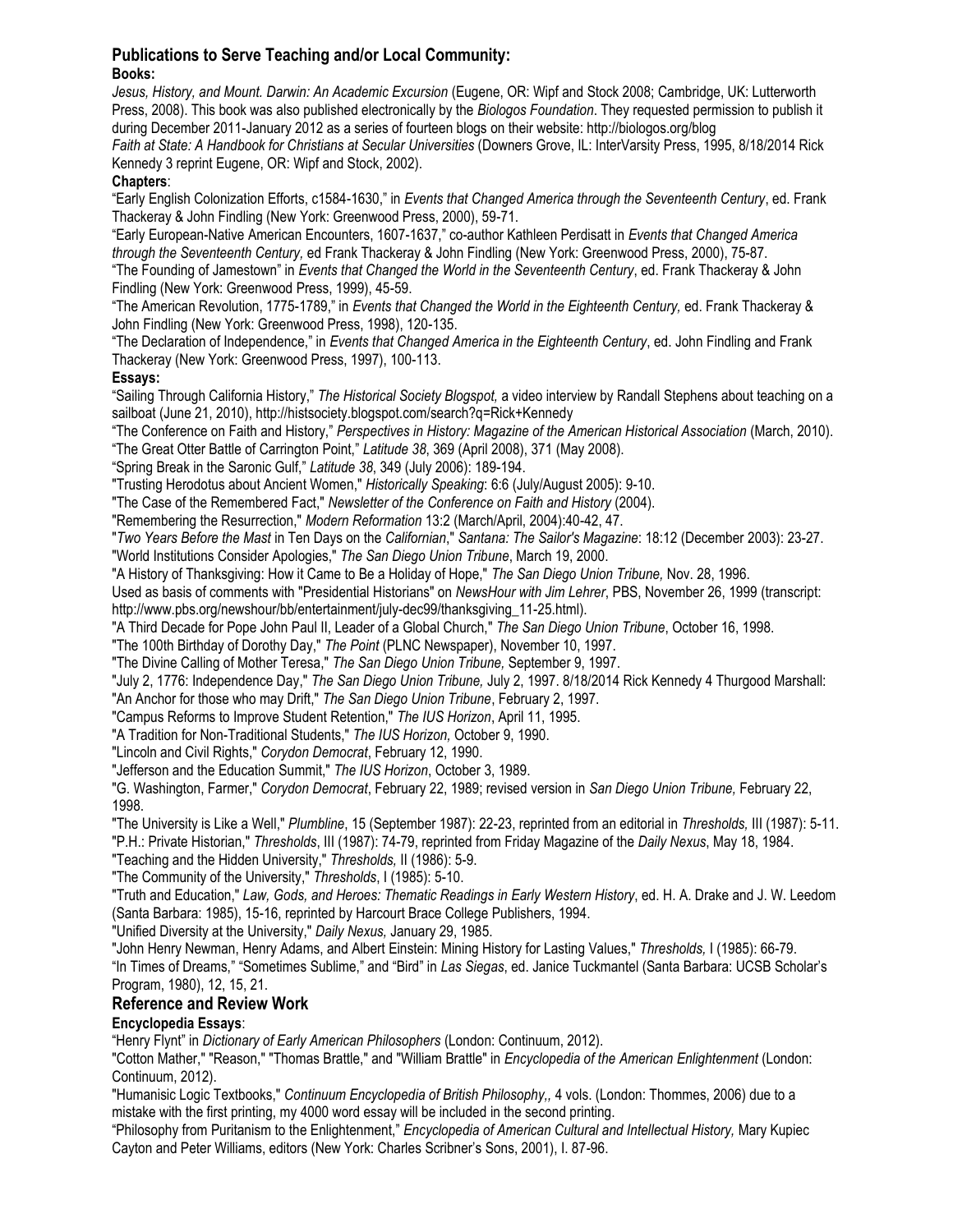## Publications to Serve Teaching and/or Local Community:

**Books:**

*Jesus, History, and Mount. Darwin: An Academic Excursion* (Eugene, OR: Wipf and Stock 2008; Cambridge, UK: Lutterworth Press, 2008). This book was also published electronically by the *Biologos Foundation*. They requested permission to publish it during December 2011-January 2012 as a series of fourteen blogs on their website: http://biologos.org/blog

*Faith at State: A Handbook for Christians at Secular Universities* (Downers Grove, IL: InterVarsity Press, 1995, 8/18/2014 Rick Kennedy 3 reprint Eugene, OR: Wipf and Stock, 2002).

**Chapters**:

"Early English Colonization Efforts, c1584-1630," in *Events that Changed America through the Seventeenth Century*, ed. Frank Thackeray & John Findling (New York: Greenwood Press, 2000), 59-71.

"Early European-Native American Encounters, 1607-1637," co-author Kathleen Perdisatt in *Events that Changed America through the Seventeenth Century,* ed Frank Thackeray & John Findling (New York: Greenwood Press, 2000), 75-87.

"The Founding of Jamestown" in *Events that Changed the World in the Seventeenth Century*, ed. Frank Thackeray & John Findling (New York: Greenwood Press, 1999), 45-59.

"The American Revolution, 1775-1789," in *Events that Changed the World in the Eighteenth Century,* ed. Frank Thackeray & John Findling (New York: Greenwood Press, 1998), 120-135.

"The Declaration of Independence," in *Events that Changed America in the Eighteenth Century*, ed. John Findling and Frank Thackeray (New York: Greenwood Press, 1997), 100-113.

**Essays:**

"Sailing Through California History," *The Historical Society Blogspot,* a video interview by Randall Stephens about teaching on a sailboat (June 21, 2010), http://histsociety.blogspot.com/search?q=Rick+Kennedy

"The Conference on Faith and History," *Perspectives in History: Magazine of the American Historical Association* (March, 2010).

"The Great Otter Battle of Carrington Point," *Latitude 38*, 369 (April 2008), 371 (May 2008).

"Spring Break in the Saronic Gulf," *Latitude 38*, 349 (July 2006): 189-194.

"Trusting Herodotus about Ancient Women," *Historically Speaking*: 6:6 (July/August 2005): 9-10.

"The Case of the Remembered Fact," *Newsletter of the Conference on Faith and History* (2004).

"Remembering the Resurrection," *Modern Reformation* 13:2 (March/April, 2004):40-42, 47.

"*Two Years Before the Mast* in Ten Days on the *Californian*," *Santana: The Sailor's Magazine*: 18:12 (December 2003): 23-27.

"World Institutions Consider Apologies," *The San Diego Union Tribune*, March 19, 2000.

"A History of Thanksgiving: How it Came to Be a Holiday of Hope," *The San Diego Union Tribune,* Nov. 28, 1996.

Used as basis of comments with "Presidential Historians" on *NewsHour with Jim Lehrer*, PBS, November 26, 1999 (transcript: http://www.pbs.org/newshour/bb/entertainment/july-dec99/thanksgiving_11-25.html).

"A Third Decade for Pope John Paul II, Leader of a Global Church," *The San Diego Union Tribune*, October 16, 1998.

"The 100th Birthday of Dorothy Day," *The Point* (PLNC Newspaper), November 10, 1997.

"The Divine Calling of Mother Teresa," *The San Diego Union Tribune,* September 9, 1997.

"July 2, 1776: Independence Day," *The San Diego Union Tribune,* July 2, 1997. 8/18/2014 Rick Kennedy 4 Thurgood Marshall: "An Anchor for those who may Drift," *The San Diego Union Tribune*, February 2, 1997.

"Campus Reforms to Improve Student Retention," *The IUS Horizon*, April 11, 1995.

"A Tradition for Non-Traditional Students," *The IUS Horizon,* October 9, 1990.

"Lincoln and Civil Rights," *Corydon Democrat*, February 12, 1990.

"Jefferson and the Education Summit," *The IUS Horizon*, October 3, 1989.

"G. Washington, Farmer," *Corydon Democrat*, February 22, 1989; revised version in *San Diego Union Tribune,* February 22, 1998.

"The University is Like a Well," *Plumbline*, 15 (September 1987): 22-23, reprinted from an editorial in *Thresholds,* III (1987): 5-11.

"P.H.: Private Historian," *Thresholds*, III (1987): 74-79, reprinted from Friday Magazine of the *Daily Nexus*, May 18, 1984.

"Teaching and the Hidden University," *Thresholds,* II (1986): 5-9.

"The Community of the University," *Thresholds*, I (1985): 5-10.

"Truth and Education," *Law, Gods, and Heroes: Thematic Readings in Early Western History*, ed. H. A. Drake and J. W. Leedom (Santa Barbara: 1985), 15-16, reprinted by Harcourt Brace College Publishers, 1994.

"Unified Diversity at the University," *Daily Nexus,* January 29, 1985.

"John Henry Newman, Henry Adams, and Albert Einstein: Mining History for Lasting Values," *Thresholds,* I (1985): 66-79.

"In Times of Dreams," "Sometimes Sublime," and "Bird" in *Las Siegas*, ed. Janice Tuckmantel (Santa Barbara: UCSB Scholar's Program, 1980), 12, 15, 21.

## Reference and Review Work

**Encyclopedia Essays**:

"Henry Flynt" in *Dictionary of Early American Philosophers* (London: Continuum, 2012).

"Cotton Mather," "Reason," "Thomas Brattle," and "William Brattle" in *Encyclopedia of the American Enlightenment* (London: Continuum, 2012).

"Humanisic Logic Textbooks," *Continuum Encyclopedia of British Philosophy,,* 4 vols. (London: Thommes, 2006) due to a mistake with the first printing, my 4000 word essay will be included in the second printing.

"Philosophy from Puritanism to the Enlightenment," *Encyclopedia of American Cultural and Intellectual History,* Mary Kupiec Cayton and Peter Williams, editors (New York: Charles Scribner's Sons, 2001), I. 87-96.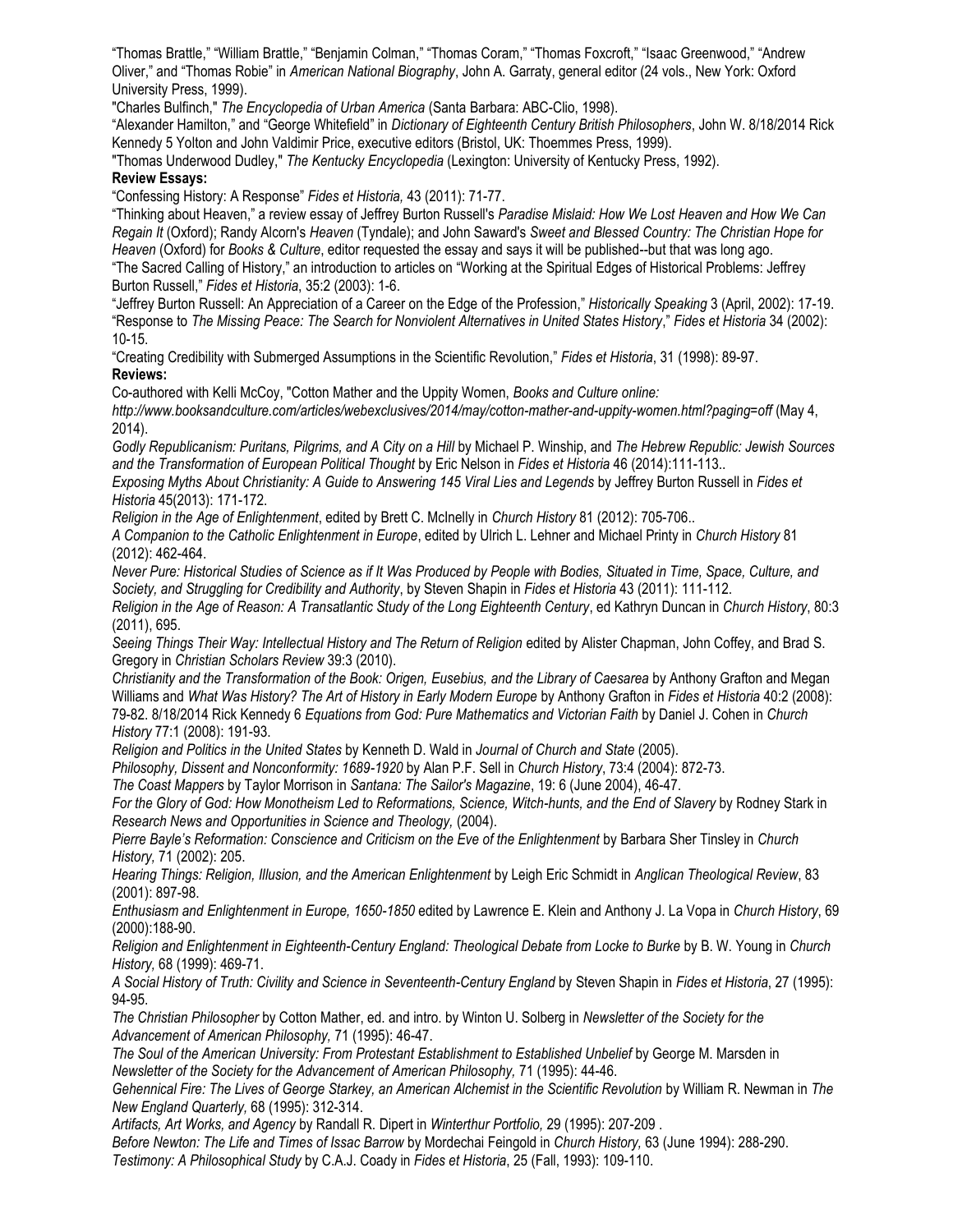“Thomas Brattle,” “William Brattle,” “Benjamin Colman,” “Thomas Coram,” “Thomas Foxcroft,” “Isaac Greenwood,” “Andrew Oliver,” and “Thomas Robie” in *American National Biography*, John A. Garraty, general editor (24 vols., New York: Oxford University Press, 1999).

"Charles Bulfinch," *The Encyclopedia of Urban America* (Santa Barbara: ABC-Clio, 1998).

“Alexander Hamilton,” and “George Whitefield” in *Dictionary of Eighteenth Century British Philosophers*, John W. Yolton and John Valdimir Price, executive editors (Bristol, UK: Thoemmes Press, 1999).

"Thomas Underwood Dudley," *The Kentucky Encyclopedia* (Lexington: University of Kentucky Press, 1992).

**Review Essays:**

“Confessing History: A Response” *Fides et Historia,* 43 (2011): 71-77.

“Thinking about Heaven,” a review essay of Jeffrey Burton Russell's *Paradise Mislaid: How We Lost Heaven and How We Can Regain It* (Oxford); Randy Alcorn's *Heaven* (Tyndale); and John Saward's *Sweet and Blessed Country: The Christian Hope for Heaven* (Oxford) for *Books & Culture*, editor requested the essay and says it will be published--but that was long ago.

“The Sacred Calling of History,” an introduction to articles on “Working at the Spiritual Edges of Historical Problems: Jeffrey Burton Russell,” *Fides et Historia*, 35:2 (2003): 1-6.

“Jeffrey Burton Russell: An Appreciation of a Career on the Edge of the Profession,” *Historically Speaking* 3 (April, 2002): 17-19.

“Response to *The Missing Peace: The Search for Nonviolent Alternatives in United States History*,” *Fides et Historia* 34 (2002): 10-15.

“Creating Credibility with Submerged Assumptions in the Scientific Revolution,” *Fides et Historia*, 31 (1998): 89-97.

**Reviews:**

Co-authored with Kelli McCoy, "Cotton Mather and the Uppity Women, *Books and Culture online: http://www.booksandculture.com/articles/webexclusives/2014/may/cotton-mather-and-uppity-women.html?paging=off* (May 4, 2014).

*Godly Republicanism: Puritans, Pilgrims, and A City on a Hill* by Michael P. Winship, and *The Hebrew Republic: Jewish Sources and the Transformation of European Political Thought* by Eric Nelson in *Fides et Historia* 46 (2014):111-113..

*Exposing Myths About Christianity: A Guide to Answering 145 Viral Lies and Legends* by Jeffrey Burton Russell in *Fides et Historia* 45(2013): 171-172.

*Religion in the Age of Enlightenment*, edited by Brett C. McInelly in *Church History* 81 (2012): 705-706..

*A Companion to the Catholic Enlightenment in Europe*, edited by Ulrich L. Lehner and Michael Printy in *Church History* 81 (2012): 462-464.

*Never Pure: Historical Studies of Science as if It Was Produced by People with Bodies, Situated in Time, Space, Culture, and Society, and Struggling for Credibility and Authority*, by Steven Shapin in *Fides et Historia* 43 (2011): 111-112.

*Religion in the Age of Reason: A Transatlantic Study of the Long Eighteenth Century*, ed Kathryn Duncan in *Church History*, 80:3 (2011), 695.

*Seeing Things Their Way: Intellectual History and The Return of Religion* edited by Alister Chapman, John Coffey, and Brad S. Gregory in *Christian Scholars Review* 39:3 (2010).

*Christianity and the Transformation of the Book: Origen, Eusebius, and the Library of Caesarea* by Anthony Grafton and Megan Williams and *What Was History? The Art of History in Early Modern Europe* by Anthony Grafton in *Fides et Historia* 40:2 (2008): 79-82.

*Equations from God: Pure Mathematics and Victorian Faith* by Daniel J. Cohen in *Church History* 77:1 (2008): 191-93.

*Religion and Politics in the United States* by Kenneth D. Wald in *Journal of Church and State* (2005).

*Philosophy, Dissent and Nonconformity: 1689-1920* by Alan P.F. Sell in *Church History*, 73:4 (2004): 872-73.

*The Coast Mappers* by Taylor Morrison in *Santana: The Sailor's Magazine*, 19: 6 (June 2004), 46-47.

*For the Glory of God: How Monotheism Led to Reformations, Science, Witch-hunts, and the End of Slavery* by Rodney Stark in *Research News and Opportunities in Science and Theology,* (2004).

*Pierre Bayle’s Reformation: Conscience and Criticism on the Eve of the Enlightenment* by Barbara Sher Tinsley in *Church History,* 71 (2002): 205.

*Hearing Things: Religion, Illusion, and the American Enlightenment* by Leigh Eric Schmidt in *Anglican Theological Review*, 83 (2001): 897-98.

*Enthusiasm and Enlightenment in Europe, 1650-1850* edited by Lawrence E. Klein and Anthony J. La Vopa in *Church History*, 69 (2000):188-90.

*Religion and Enlightenment in Eighteenth-Century England: Theological Debate from Locke to Burke* by B. W. Young in *Church History,* 68 (1999): 469-71.

*A Social History of Truth: Civility and Science in Seventeenth-Century England* by Steven Shapin in *Fides et Historia*, 27 (1995): 94-95.

*The Christian Philosopher* by Cotton Mather, ed. and intro. by Winton U. Solberg in *Newsletter of the Society for the Advancement of American Philosophy,* 71 (1995): 46-47.

*The Soul of the American University: From Protestant Establishment to Established Unbelief* by George M. Marsden in *Newsletter of the Society for the Advancement of American Philosophy,* 71 (1995): 44-46.

*Gehennical Fire: The Lives of George Starkey, an American Alchemist in the Scientific Revolution* by William R. Newman in *The New England Quarterly,* 68 (1995): 312-314.

*Artifacts, Art Works, and Agency* by Randall R. Dipert in *Winterthur Portfolio,* 29 (1995): 207-209 .

*Before Newton: The Life and Times of Issac Barrow* by Mordechai Feingold in *Church History,* 63 (June 1994): 288-290.

*Testimony: A Philosophical Study* by C.A.J. Coady in *Fides et Historia*, 25 (Fall, 1993): 109-110.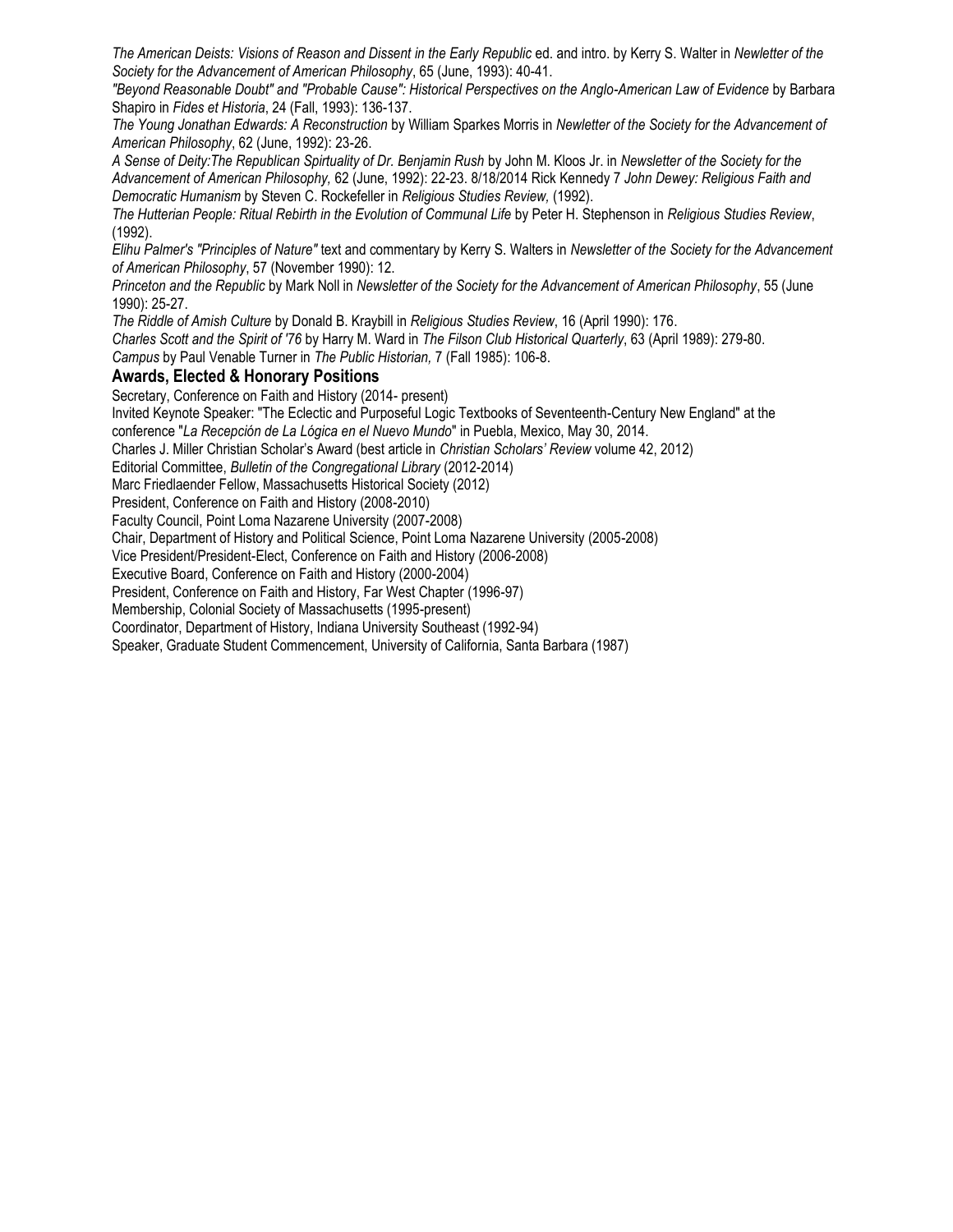*The American Deists: Visions of Reason and Dissent in the Early Republic* ed. and intro. by Kerry S. Walter in *Newletter of the Society for the Advancement of American Philosophy*, 65 (June, 1993): 40-41.

*"Beyond Reasonable Doubt" and "Probable Cause": Historical Perspectives on the Anglo-American Law of Evidence* by Barbara Shapiro in *Fides et Historia*, 24 (Fall, 1993): 136-137.

*The Young Jonathan Edwards: A Reconstruction* by William Sparkes Morris in *Newletter of the Society for the Advancement of American Philosophy*, 62 (June, 1992): 23-26.

*A Sense of Deity:The Republican Spirtuality of Dr. Benjamin Rush* by John M. Kloos Jr. in *Newsletter of the Society for the Advancement of American Philosophy,* 62 (June, 1992): 22-23. *John Dewey: Religious Faith and Democratic Humanism* by Steven C. Rockefeller in *Religious Studies Review,* (1992).

*The Hutterian People: Ritual Rebirth in the Evolution of Communal Life* by Peter H. Stephenson in *Religious Studies Review*, (1992).

*Elihu Palmer's "Principles of Nature"* text and commentary by Kerry S. Walters in *Newsletter of the Society for the Advancement of American Philosophy*, 57 (November 1990): 12.

*Princeton and the Republic* by Mark Noll in *Newsletter of the Society for the Advancement of American Philosophy*, 55 (June 1990): 25-27.

*The Riddle of Amish Culture* by Donald B. Kraybill in *Religious Studies Review*, 16 (April 1990): 176.

*Charles Scott and the Spirit of '76* by Harry M. Ward in *The Filson Club Historical Quarterly*, 63 (April 1989): 279-80.

*Campus* by Paul Venable Turner in *The Public Historian,* 7 (Fall 1985): 106-8.

### Awards, Elected & Honorary Positions

Secretary, Conference on Faith and History (2014- present)

Invited Keynote Speaker: "The Eclectic and Purposeful Logic Textbooks of Seventeenth-Century New England" at the conference "*La Recepción de La Lógica en el Nuevo Mundo*" in Puebla, Mexico, May 30, 2014.

Charles J. Miller Christian Scholar's Award (best article in *Christian Scholars' Review* volume 42, 2012)

Editorial Committee, *Bulletin of the Congregational Library* (2012-2014)

Marc Friedlaender Fellow, Massachusetts Historical Society (2012)

President, Conference on Faith and History (2008-2010)

Faculty Council, Point Loma Nazarene University (2007-2008)

Chair, Department of History and Political Science, Point Loma Nazarene University (2005-2008)

Vice President/President-Elect, Conference on Faith and History (2006-2008)

Executive Board, Conference on Faith and History (2000-2004)

President, Conference on Faith and History, Far West Chapter (1996-97)

Membership, Colonial Society of Massachusetts (1995-present)

Coordinator, Department of History, Indiana University Southeast (1992-94)

Speaker, Graduate Student Commencement, University of California, Santa Barbara (1987)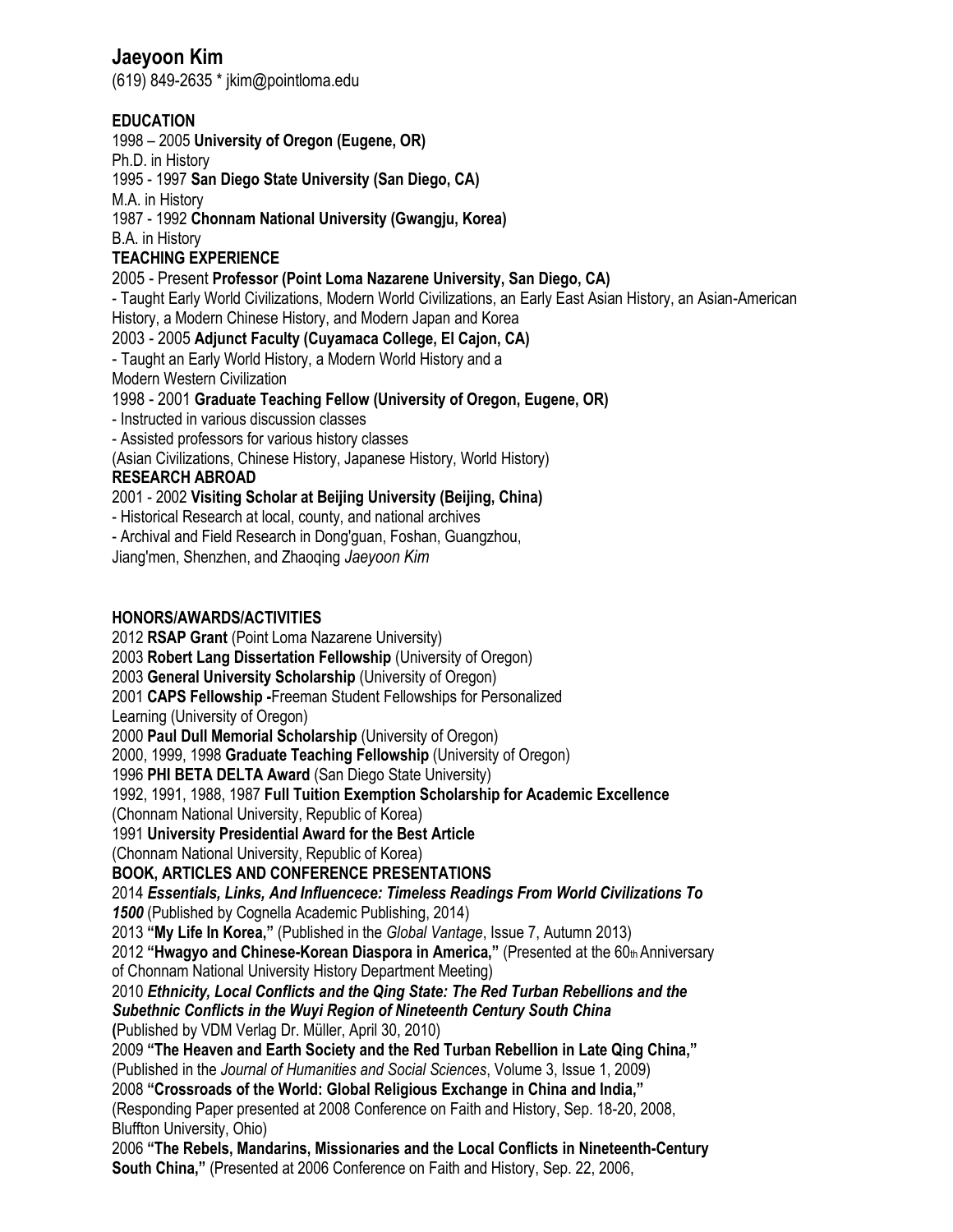# Jaeyoon Kim

(619) 849-2635 * jkim@pointloma.edu

## EDUCATION

1998 – 2005 **University of Oregon (Eugene, OR)**
Ph.D. in History
1995 - 1997 **San Diego State University (San Diego, CA)**
M.A. in History
1987 - 1992 **Chonnam National University (Gwangju, Korea)**
B.A. in History

## TEACHING EXPERIENCE

2005 - Present **Professor (Point Loma Nazarene University, San Diego, CA)**
- Taught Early World Civilizations, Modern World Civilizations, an Early East Asian History, an Asian-American History, a Modern Chinese History, and Modern Japan and Korea

2003 - 2005 **Adjunct Faculty (Cuyamaca College, El Cajon, CA)**
- Taught an Early World History, a Modern World History and a Modern Western Civilization

1998 - 2001 **Graduate Teaching Fellow (University of Oregon, Eugene, OR)**
- Instructed in various discussion classes
- Assisted professors for various history classes
(Asian Civilizations, Chinese History, Japanese History, World History)

## RESEARCH ABROAD

2001 - 2002 **Visiting Scholar at Beijing University (Beijing, China)**
- Historical Research at local, county, and national archives
- Archival and Field Research in Dong'guan, Foshan, Guangzhou, Jiang'men, Shenzhen, and Zhaoqing *Jaeyoon Kim*

## HONORS/AWARDS/ACTIVITIES

2012 **RSAP Grant** (Point Loma Nazarene University)
2003 **Robert Lang Dissertation Fellowship** (University of Oregon)
2003 **General University Scholarship** (University of Oregon)
2001 **CAPS Fellowship -**Freeman Student Fellowships for Personalized Learning (University of Oregon)
2000 **Paul Dull Memorial Scholarship** (University of Oregon)
2000, 1999, 1998 **Graduate Teaching Fellowship** (University of Oregon)
1996 **PHI BETA DELTA Award** (San Diego State University)
1992, 1991, 1988, 1987 **Full Tuition Exemption Scholarship for Academic Excellence** (Chonnam National University, Republic of Korea)
1991 **University Presidential Award for the Best Article** (Chonnam National University, Republic of Korea)

## BOOK, ARTICLES AND CONFERENCE PRESENTATIONS

2014 ***Essentials, Links, And Influencece: Timeless Readings From World Civilizations To 1500*** (Published by Cognella Academic Publishing, 2014)
2013 **"My Life In Korea,"** (Published in the *Global Vantage*, Issue 7, Autumn 2013)
2012 **"Hwagyo and Chinese-Korean Diaspora in America,"** (Presented at the 60th Anniversary of Chonnam National University History Department Meeting)
2010 ***Ethnicity, Local Conflicts and the Qing State: The Red Turban Rebellions and the Subethnic Conflicts in the Wuyi Region of Nineteenth Century South China*** **(**Published by VDM Verlag Dr. Müller, April 30, 2010)
2009 **"The Heaven and Earth Society and the Red Turban Rebellion in Late Qing China,"** (Published in the *Journal of Humanities and Social Sciences*, Volume 3, Issue 1, 2009)
2008 **"Crossroads of the World: Global Religious Exchange in China and India,"** (Responding Paper presented at 2008 Conference on Faith and History, Sep. 18-20, 2008, Bluffton University, Ohio)
2006 **"The Rebels, Mandarins, Missionaries and the Local Conflicts in Nineteenth-Century South China,"** (Presented at 2006 Conference on Faith and History, Sep. 22, 2006,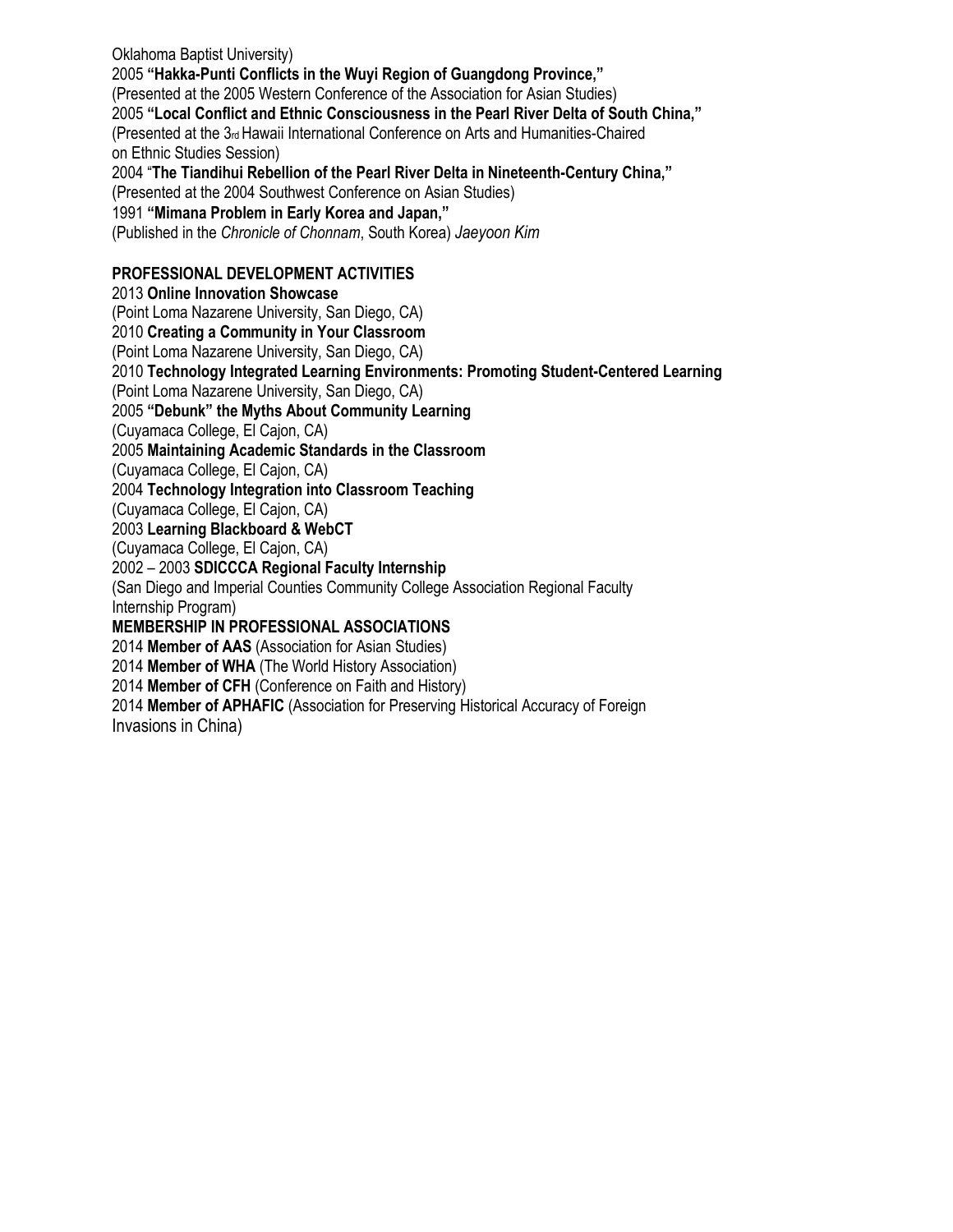Oklahoma Baptist University)

2005 **"Hakka-Punti Conflicts in the Wuyi Region of Guangdong Province,"**
(Presented at the 2005 Western Conference of the Association for Asian Studies)

2005 **"Local Conflict and Ethnic Consciousness in the Pearl River Delta of South China,"**
(Presented at the 3rd Hawaii International Conference on Arts and Humanities-Chaired on Ethnic Studies Session)

2004 "**The Tiandihui Rebellion of the Pearl River Delta in Nineteenth-Century China,"**
(Presented at the 2004 Southwest Conference on Asian Studies)

1991 **"Mimana Problem in Early Korea and Japan,"**
(Published in the *Chronicle of Chonnam*, South Korea) *Jaeyoon Kim*

**PROFESSIONAL DEVELOPMENT ACTIVITIES**

2013 **Online Innovation Showcase**
(Point Loma Nazarene University, San Diego, CA)

2010 **Creating a Community in Your Classroom**
(Point Loma Nazarene University, San Diego, CA)

2010 **Technology Integrated Learning Environments: Promoting Student-Centered Learning**
(Point Loma Nazarene University, San Diego, CA)

2005 **"Debunk" the Myths About Community Learning**
(Cuyamaca College, El Cajon, CA)

2005 **Maintaining Academic Standards in the Classroom**
(Cuyamaca College, El Cajon, CA)

2004 **Technology Integration into Classroom Teaching**
(Cuyamaca College, El Cajon, CA)

2003 **Learning Blackboard & WebCT**
(Cuyamaca College, El Cajon, CA)

2002 – 2003 **SDICCCA Regional Faculty Internship**
(San Diego and Imperial Counties Community College Association Regional Faculty Internship Program)

**MEMBERSHIP IN PROFESSIONAL ASSOCIATIONS**

2014 **Member of AAS** (Association for Asian Studies)

2014 **Member of WHA** (The World History Association)

2014 **Member of CFH** (Conference on Faith and History)

2014 **Member of APHAFIC** (Association for Preserving Historical Accuracy of Foreign Invasions in China)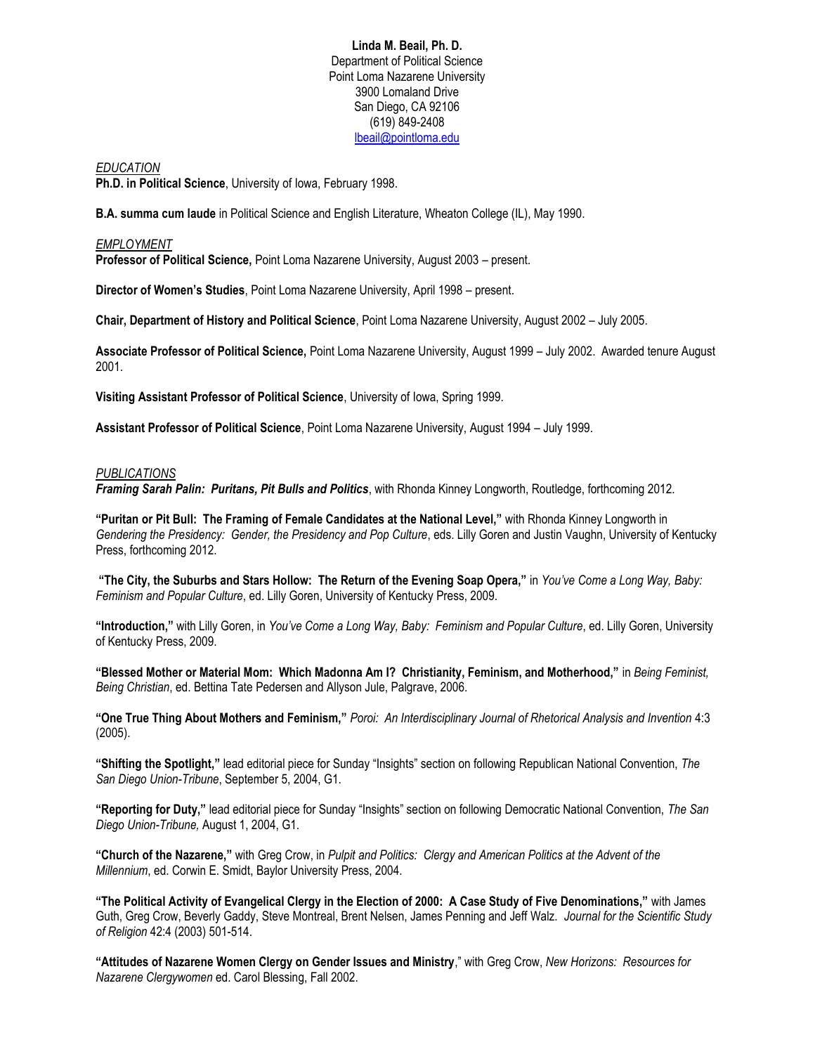**Linda M. Beail, Ph. D.**
Department of Political Science
Point Loma Nazarene University
3900 Lomaland Drive
San Diego, CA 92106
(619) 849-2408
lbeail@pointloma.edu

*EDUCATION*

**Ph.D. in Political Science**, University of Iowa, February 1998.

**B.A. summa cum laude** in Political Science and English Literature, Wheaton College (IL), May 1990.

*EMPLOYMENT*

**Professor of Political Science,** Point Loma Nazarene University, August 2003 – present.

**Director of Women's Studies**, Point Loma Nazarene University, April 1998 – present.

**Chair, Department of History and Political Science**, Point Loma Nazarene University, August 2002 – July 2005.

**Associate Professor of Political Science,** Point Loma Nazarene University, August 1999 – July 2002. Awarded tenure August 2001.

**Visiting Assistant Professor of Political Science**, University of Iowa, Spring 1999.

**Assistant Professor of Political Science**, Point Loma Nazarene University, August 1994 – July 1999.

*PUBLICATIONS*

***Framing Sarah Palin: Puritans, Pit Bulls and Politics***, with Rhonda Kinney Longworth, Routledge, forthcoming 2012.

**"Puritan or Pit Bull: The Framing of Female Candidates at the National Level,"** with Rhonda Kinney Longworth in *Gendering the Presidency: Gender, the Presidency and Pop Culture*, eds. Lilly Goren and Justin Vaughn, University of Kentucky Press, forthcoming 2012.

**"The City, the Suburbs and Stars Hollow: The Return of the Evening Soap Opera,"** in *You've Come a Long Way, Baby: Feminism and Popular Culture*, ed. Lilly Goren, University of Kentucky Press, 2009.

**"Introduction,"** with Lilly Goren, in *You've Come a Long Way, Baby: Feminism and Popular Culture*, ed. Lilly Goren, University of Kentucky Press, 2009.

**"Blessed Mother or Material Mom: Which Madonna Am I? Christianity, Feminism, and Motherhood,"** in *Being Feminist, Being Christian*, ed. Bettina Tate Pedersen and Allyson Jule, Palgrave, 2006.

**"One True Thing About Mothers and Feminism,"** *Poroi: An Interdisciplinary Journal of Rhetorical Analysis and Invention* 4:3 (2005).

**"Shifting the Spotlight,"** lead editorial piece for Sunday "Insights" section on following Republican National Convention, *The San Diego Union-Tribune*, September 5, 2004, G1.

**"Reporting for Duty,"** lead editorial piece for Sunday "Insights" section on following Democratic National Convention, *The San Diego Union-Tribune,* August 1, 2004, G1.

**"Church of the Nazarene,"** with Greg Crow, in *Pulpit and Politics: Clergy and American Politics at the Advent of the Millennium*, ed. Corwin E. Smidt, Baylor University Press, 2004.

**"The Political Activity of Evangelical Clergy in the Election of 2000: A Case Study of Five Denominations,"** with James Guth, Greg Crow, Beverly Gaddy, Steve Montreal, Brent Nelsen, James Penning and Jeff Walz. *Journal for the Scientific Study of Religion* 42:4 (2003) 501-514.

**"Attitudes of Nazarene Women Clergy on Gender Issues and Ministry**," with Greg Crow, *New Horizons: Resources for Nazarene Clergywomen* ed. Carol Blessing, Fall 2002.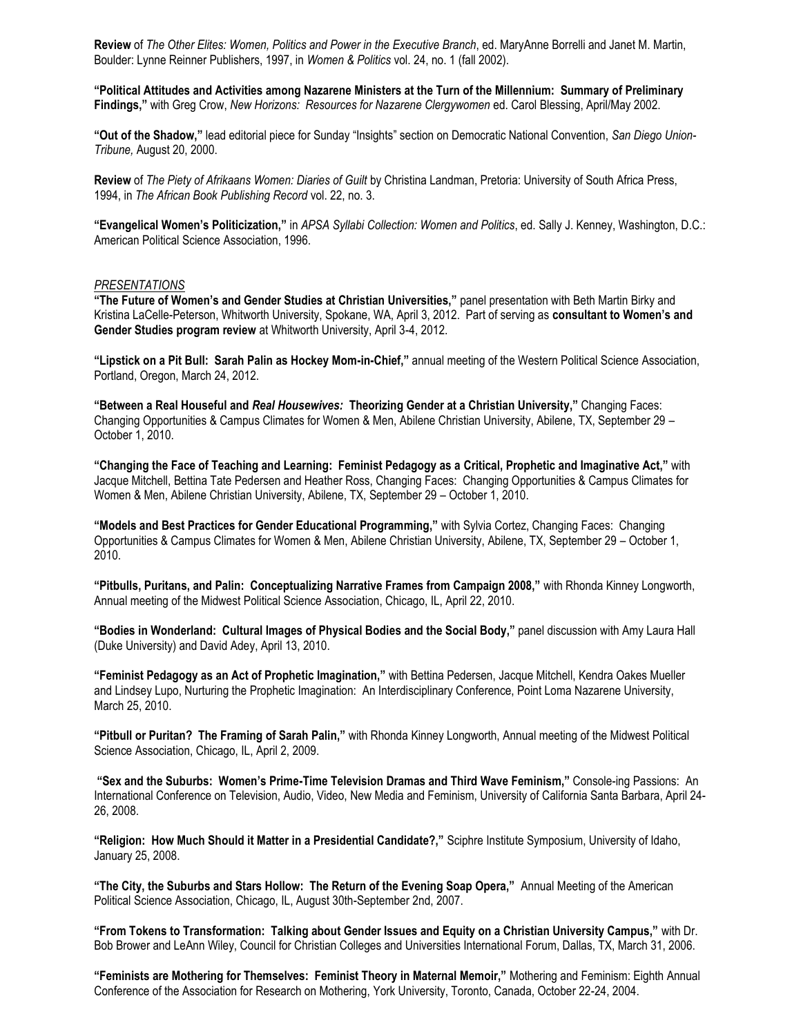**Review** of *The Other Elites: Women, Politics and Power in the Executive Branch*, ed. MaryAnne Borrelli and Janet M. Martin, Boulder: Lynne Reinner Publishers, 1997, in *Women & Politics* vol. 24, no. 1 (fall 2002).

**"Political Attitudes and Activities among Nazarene Ministers at the Turn of the Millennium: Summary of Preliminary Findings,"** with Greg Crow, *New Horizons: Resources for Nazarene Clergywomen* ed. Carol Blessing, April/May 2002.

**"Out of the Shadow,"** lead editorial piece for Sunday "Insights" section on Democratic National Convention, *San Diego Union-Tribune,* August 20, 2000.

**Review** of *The Piety of Afrikaans Women: Diaries of Guilt* by Christina Landman, Pretoria: University of South Africa Press, 1994, in *The African Book Publishing Record* vol. 22, no. 3.

**"Evangelical Women's Politicization,"** in *APSA Syllabi Collection: Women and Politics*, ed. Sally J. Kenney, Washington, D.C.: American Political Science Association, 1996.

*PRESENTATIONS*

**"The Future of Women's and Gender Studies at Christian Universities,"** panel presentation with Beth Martin Birky and Kristina LaCelle-Peterson, Whitworth University, Spokane, WA, April 3, 2012. Part of serving as **consultant to Women's and Gender Studies program review** at Whitworth University, April 3-4, 2012.

**"Lipstick on a Pit Bull: Sarah Palin as Hockey Mom-in-Chief,"** annual meeting of the Western Political Science Association, Portland, Oregon, March 24, 2012.

**"Between a Real Houseful and *Real Housewives:* Theorizing Gender at a Christian University,"** Changing Faces: Changing Opportunities & Campus Climates for Women & Men, Abilene Christian University, Abilene, TX, September 29 – October 1, 2010.

**"Changing the Face of Teaching and Learning: Feminist Pedagogy as a Critical, Prophetic and Imaginative Act,"** with Jacque Mitchell, Bettina Tate Pedersen and Heather Ross, Changing Faces: Changing Opportunities & Campus Climates for Women & Men, Abilene Christian University, Abilene, TX, September 29 – October 1, 2010.

**"Models and Best Practices for Gender Educational Programming,"** with Sylvia Cortez, Changing Faces: Changing Opportunities & Campus Climates for Women & Men, Abilene Christian University, Abilene, TX, September 29 – October 1, 2010.

**"Pitbulls, Puritans, and Palin: Conceptualizing Narrative Frames from Campaign 2008,"** with Rhonda Kinney Longworth, Annual meeting of the Midwest Political Science Association, Chicago, IL, April 22, 2010.

**"Bodies in Wonderland: Cultural Images of Physical Bodies and the Social Body,"** panel discussion with Amy Laura Hall (Duke University) and David Adey, April 13, 2010.

**"Feminist Pedagogy as an Act of Prophetic Imagination,"** with Bettina Pedersen, Jacque Mitchell, Kendra Oakes Mueller and Lindsey Lupo, Nurturing the Prophetic Imagination: An Interdisciplinary Conference, Point Loma Nazarene University, March 25, 2010.

**"Pitbull or Puritan? The Framing of Sarah Palin,"** with Rhonda Kinney Longworth, Annual meeting of the Midwest Political Science Association, Chicago, IL, April 2, 2009.

**"Sex and the Suburbs: Women's Prime-Time Television Dramas and Third Wave Feminism,"** Console-ing Passions: An International Conference on Television, Audio, Video, New Media and Feminism, University of California Santa Barbara, April 24-26, 2008.

**"Religion: How Much Should it Matter in a Presidential Candidate?,"** Sciphre Institute Symposium, University of Idaho, January 25, 2008.

**"The City, the Suburbs and Stars Hollow: The Return of the Evening Soap Opera,"** Annual Meeting of the American Political Science Association, Chicago, IL, August 30th-September 2nd, 2007.

**"From Tokens to Transformation: Talking about Gender Issues and Equity on a Christian University Campus,"** with Dr. Bob Brower and LeAnn Wiley, Council for Christian Colleges and Universities International Forum, Dallas, TX, March 31, 2006.

**"Feminists are Mothering for Themselves: Feminist Theory in Maternal Memoir,"** Mothering and Feminism: Eighth Annual Conference of the Association for Research on Mothering, York University, Toronto, Canada, October 22-24, 2004.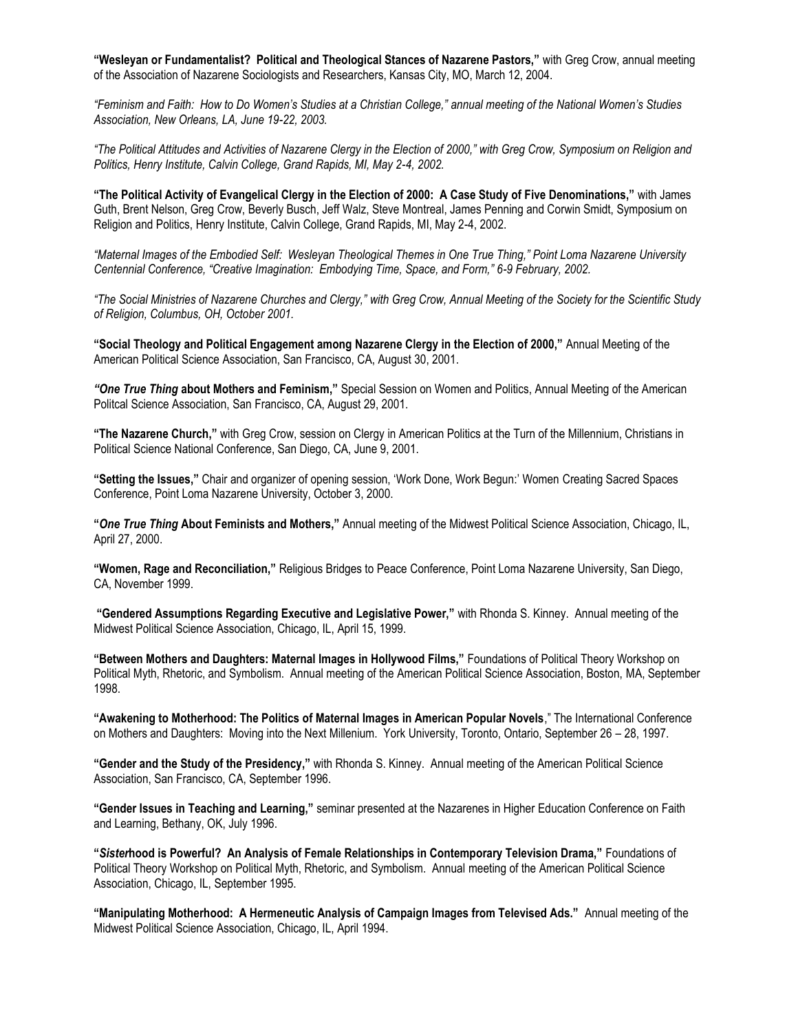**"Wesleyan or Fundamentalist? Political and Theological Stances of Nazarene Pastors,"** with Greg Crow, annual meeting of the Association of Nazarene Sociologists and Researchers, Kansas City, MO, March 12, 2004.

*"Feminism and Faith: How to Do Women's Studies at a Christian College," annual meeting of the National Women's Studies Association, New Orleans, LA, June 19-22, 2003.*

*"The Political Attitudes and Activities of Nazarene Clergy in the Election of 2000," with Greg Crow, Symposium on Religion and Politics, Henry Institute, Calvin College, Grand Rapids, MI, May 2-4, 2002.*

**"The Political Activity of Evangelical Clergy in the Election of 2000: A Case Study of Five Denominations,"** with James Guth, Brent Nelson, Greg Crow, Beverly Busch, Jeff Walz, Steve Montreal, James Penning and Corwin Smidt, Symposium on Religion and Politics, Henry Institute, Calvin College, Grand Rapids, MI, May 2-4, 2002.

*"Maternal Images of the Embodied Self: Wesleyan Theological Themes in One True Thing," Point Loma Nazarene University Centennial Conference, "Creative Imagination: Embodying Time, Space, and Form," 6-9 February, 2002.*

*"The Social Ministries of Nazarene Churches and Clergy," with Greg Crow, Annual Meeting of the Society for the Scientific Study of Religion, Columbus, OH, October 2001.*

**"Social Theology and Political Engagement among Nazarene Clergy in the Election of 2000,"** Annual Meeting of the American Political Science Association, San Francisco, CA, August 30, 2001.

***"One True Thing*** **about Mothers and Feminism,"** Special Session on Women and Politics, Annual Meeting of the American Politcal Science Association, San Francisco, CA, August 29, 2001.

**"The Nazarene Church,"** with Greg Crow, session on Clergy in American Politics at the Turn of the Millennium, Christians in Political Science National Conference, San Diego, CA, June 9, 2001.

**"Setting the Issues,"** Chair and organizer of opening session, 'Work Done, Work Begun:' Women Creating Sacred Spaces Conference, Point Loma Nazarene University, October 3, 2000.

**"*One True Thing* About Feminists and Mothers,"** Annual meeting of the Midwest Political Science Association, Chicago, IL, April 27, 2000.

**"Women, Rage and Reconciliation,"** Religious Bridges to Peace Conference, Point Loma Nazarene University, San Diego, CA, November 1999.

**"Gendered Assumptions Regarding Executive and Legislative Power,"** with Rhonda S. Kinney. Annual meeting of the Midwest Political Science Association, Chicago, IL, April 15, 1999.

**"Between Mothers and Daughters: Maternal Images in Hollywood Films,"** Foundations of Political Theory Workshop on Political Myth, Rhetoric, and Symbolism. Annual meeting of the American Political Science Association, Boston, MA, September 1998.

**"Awakening to Motherhood: The Politics of Maternal Images in American Popular Novels**," The International Conference on Mothers and Daughters: Moving into the Next Millenium. York University, Toronto, Ontario, September 26 – 28, 1997.

**"Gender and the Study of the Presidency,"** with Rhonda S. Kinney. Annual meeting of the American Political Science Association, San Francisco, CA, September 1996.

**"Gender Issues in Teaching and Learning,"** seminar presented at the Nazarenes in Higher Education Conference on Faith and Learning, Bethany, OK, July 1996.

**"*Sister*hood is Powerful? An Analysis of Female Relationships in Contemporary Television Drama,"** Foundations of Political Theory Workshop on Political Myth, Rhetoric, and Symbolism. Annual meeting of the American Political Science Association, Chicago, IL, September 1995.

**"Manipulating Motherhood: A Hermeneutic Analysis of Campaign Images from Televised Ads."** Annual meeting of the Midwest Political Science Association, Chicago, IL, April 1994.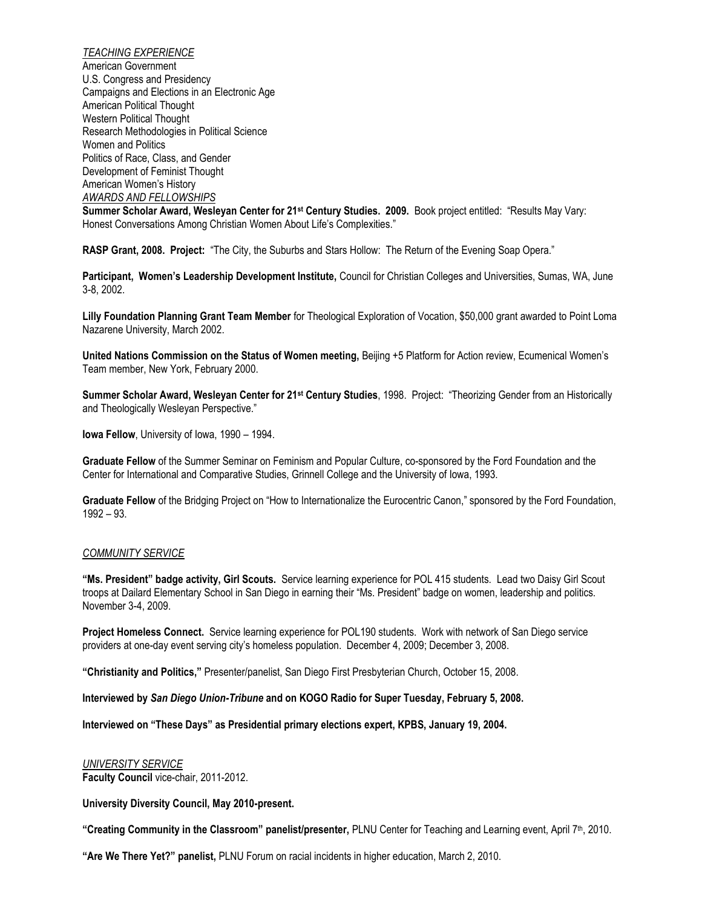*TEACHING EXPERIENCE*

American Government
U.S. Congress and Presidency
Campaigns and Elections in an Electronic Age
American Political Thought
Western Political Thought
Research Methodologies in Political Science
Women and Politics
Politics of Race, Class, and Gender
Development of Feminist Thought
American Women's History

*AWARDS AND FELLOWSHIPS*

**Summer Scholar Award, Wesleyan Center for 21st Century Studies. 2009.** Book project entitled: "Results May Vary: Honest Conversations Among Christian Women About Life's Complexities."

**RASP Grant, 2008. Project:** "The City, the Suburbs and Stars Hollow: The Return of the Evening Soap Opera."

**Participant, Women's Leadership Development Institute,** Council for Christian Colleges and Universities, Sumas, WA, June 3-8, 2002.

**Lilly Foundation Planning Grant Team Member** for Theological Exploration of Vocation, $50,000 grant awarded to Point Loma Nazarene University, March 2002.

**United Nations Commission on the Status of Women meeting,** Beijing +5 Platform for Action review, Ecumenical Women's Team member, New York, February 2000.

**Summer Scholar Award, Wesleyan Center for 21st Century Studies**, 1998. Project: "Theorizing Gender from an Historically and Theologically Wesleyan Perspective."

**Iowa Fellow**, University of Iowa, 1990 – 1994.

**Graduate Fellow** of the Summer Seminar on Feminism and Popular Culture, co-sponsored by the Ford Foundation and the Center for International and Comparative Studies, Grinnell College and the University of Iowa, 1993.

**Graduate Fellow** of the Bridging Project on "How to Internationalize the Eurocentric Canon," sponsored by the Ford Foundation, 1992 – 93.

*COMMUNITY SERVICE*

**"Ms. President" badge activity, Girl Scouts.** Service learning experience for POL 415 students. Lead two Daisy Girl Scout troops at Dailard Elementary School in San Diego in earning their "Ms. President" badge on women, leadership and politics. November 3-4, 2009.

**Project Homeless Connect.** Service learning experience for POL190 students. Work with network of San Diego service providers at one-day event serving city's homeless population. December 4, 2009; December 3, 2008.

**"Christianity and Politics,"** Presenter/panelist, San Diego First Presbyterian Church, October 15, 2008.

**Interviewed by *San Diego Union-Tribune* and on KOGO Radio for Super Tuesday, February 5, 2008.**

**Interviewed on "These Days" as Presidential primary elections expert, KPBS, January 19, 2004.**

*UNIVERSITY SERVICE*

**Faculty Council** vice-chair, 2011-2012.

**University Diversity Council, May 2010-present.**

**"Creating Community in the Classroom" panelist/presenter,** PLNU Center for Teaching and Learning event, April 7th, 2010.

**"Are We There Yet?" panelist,** PLNU Forum on racial incidents in higher education, March 2, 2010.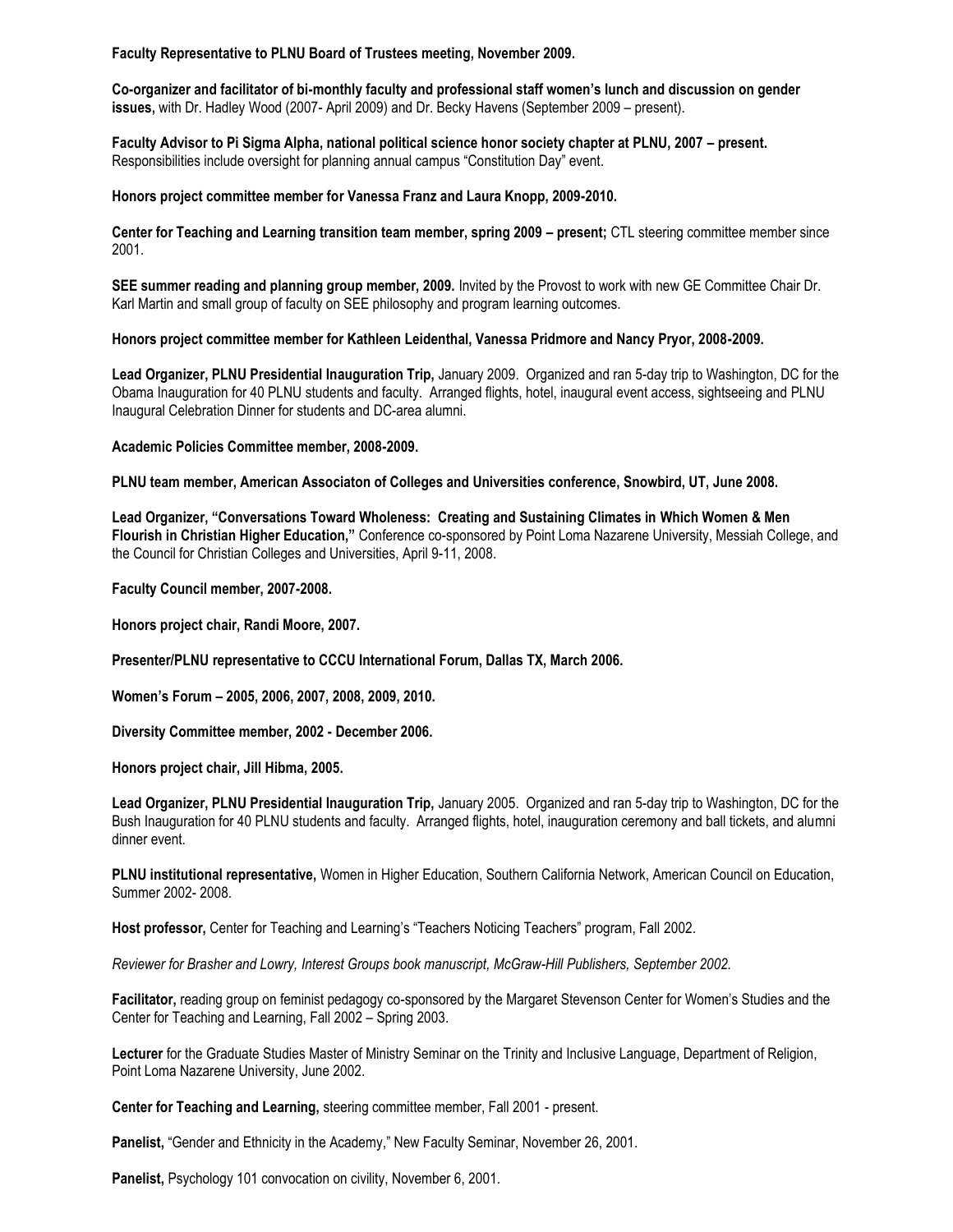**Faculty Representative to PLNU Board of Trustees meeting, November 2009.**

**Co-organizer and facilitator of bi-monthly faculty and professional staff women's lunch and discussion on gender issues,** with Dr. Hadley Wood (2007- April 2009) and Dr. Becky Havens (September 2009 – present).

**Faculty Advisor to Pi Sigma Alpha, national political science honor society chapter at PLNU, 2007 – present.** Responsibilities include oversight for planning annual campus "Constitution Day" event.

**Honors project committee member for Vanessa Franz and Laura Knopp, 2009-2010.**

**Center for Teaching and Learning transition team member, spring 2009 – present;** CTL steering committee member since 2001.

**SEE summer reading and planning group member, 2009.** Invited by the Provost to work with new GE Committee Chair Dr. Karl Martin and small group of faculty on SEE philosophy and program learning outcomes.

**Honors project committee member for Kathleen Leidenthal, Vanessa Pridmore and Nancy Pryor, 2008-2009.**

**Lead Organizer, PLNU Presidential Inauguration Trip,** January 2009. Organized and ran 5-day trip to Washington, DC for the Obama Inauguration for 40 PLNU students and faculty. Arranged flights, hotel, inaugural event access, sightseeing and PLNU Inaugural Celebration Dinner for students and DC-area alumni.

**Academic Policies Committee member, 2008-2009.**

**PLNU team member, American Associaton of Colleges and Universities conference, Snowbird, UT, June 2008.**

**Lead Organizer, "Conversations Toward Wholeness: Creating and Sustaining Climates in Which Women & Men Flourish in Christian Higher Education,"** Conference co-sponsored by Point Loma Nazarene University, Messiah College, and the Council for Christian Colleges and Universities, April 9-11, 2008.

**Faculty Council member, 2007-2008.**

**Honors project chair, Randi Moore, 2007.**

**Presenter/PLNU representative to CCCU International Forum, Dallas TX, March 2006.**

**Women's Forum – 2005, 2006, 2007, 2008, 2009, 2010.**

**Diversity Committee member, 2002 - December 2006.**

**Honors project chair, Jill Hibma, 2005.**

**Lead Organizer, PLNU Presidential Inauguration Trip,** January 2005. Organized and ran 5-day trip to Washington, DC for the Bush Inauguration for 40 PLNU students and faculty. Arranged flights, hotel, inauguration ceremony and ball tickets, and alumni dinner event.

**PLNU institutional representative,** Women in Higher Education, Southern California Network, American Council on Education, Summer 2002- 2008.

**Host professor,** Center for Teaching and Learning's "Teachers Noticing Teachers" program, Fall 2002.

*Reviewer for Brasher and Lowry, Interest Groups book manuscript, McGraw-Hill Publishers, September 2002.*

**Facilitator,** reading group on feminist pedagogy co-sponsored by the Margaret Stevenson Center for Women's Studies and the Center for Teaching and Learning, Fall 2002 – Spring 2003.

**Lecturer** for the Graduate Studies Master of Ministry Seminar on the Trinity and Inclusive Language, Department of Religion, Point Loma Nazarene University, June 2002.

**Center for Teaching and Learning,** steering committee member, Fall 2001 - present.

**Panelist,** "Gender and Ethnicity in the Academy," New Faculty Seminar, November 26, 2001.

**Panelist,** Psychology 101 convocation on civility, November 6, 2001.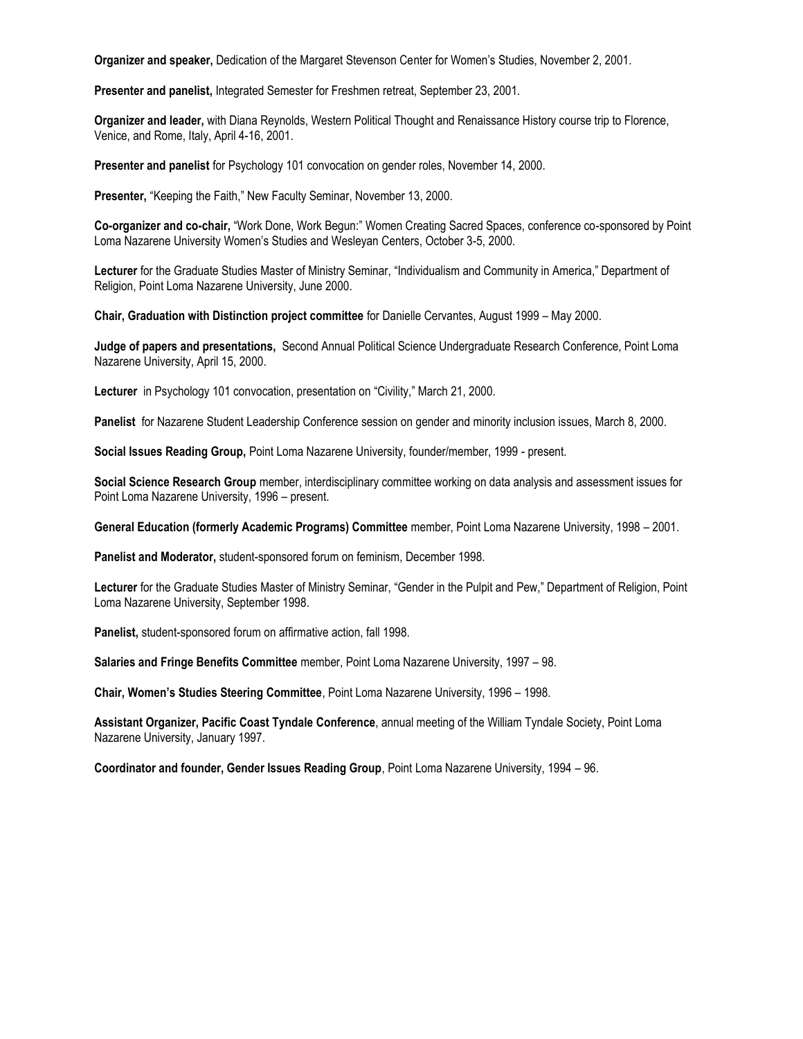**Organizer and speaker,** Dedication of the Margaret Stevenson Center for Women's Studies, November 2, 2001.

**Presenter and panelist,** Integrated Semester for Freshmen retreat, September 23, 2001.

**Organizer and leader,** with Diana Reynolds, Western Political Thought and Renaissance History course trip to Florence, Venice, and Rome, Italy, April 4-16, 2001.

**Presenter and panelist** for Psychology 101 convocation on gender roles, November 14, 2000.

**Presenter,** "Keeping the Faith," New Faculty Seminar, November 13, 2000.

**Co-organizer and co-chair,** "Work Done, Work Begun:" Women Creating Sacred Spaces, conference co-sponsored by Point Loma Nazarene University Women's Studies and Wesleyan Centers, October 3-5, 2000.

**Lecturer** for the Graduate Studies Master of Ministry Seminar, "Individualism and Community in America," Department of Religion, Point Loma Nazarene University, June 2000.

**Chair, Graduation with Distinction project committee** for Danielle Cervantes, August 1999 – May 2000.

**Judge of papers and presentations,** Second Annual Political Science Undergraduate Research Conference, Point Loma Nazarene University, April 15, 2000.

**Lecturer** in Psychology 101 convocation, presentation on "Civility," March 21, 2000.

**Panelist** for Nazarene Student Leadership Conference session on gender and minority inclusion issues, March 8, 2000.

**Social Issues Reading Group,** Point Loma Nazarene University, founder/member, 1999 - present.

**Social Science Research Group** member, interdisciplinary committee working on data analysis and assessment issues for Point Loma Nazarene University, 1996 – present.

**General Education (formerly Academic Programs) Committee** member, Point Loma Nazarene University, 1998 – 2001.

**Panelist and Moderator,** student-sponsored forum on feminism, December 1998.

**Lecturer** for the Graduate Studies Master of Ministry Seminar, "Gender in the Pulpit and Pew," Department of Religion, Point Loma Nazarene University, September 1998.

**Panelist,** student-sponsored forum on affirmative action, fall 1998.

**Salaries and Fringe Benefits Committee** member, Point Loma Nazarene University, 1997 – 98.

**Chair, Women's Studies Steering Committee**, Point Loma Nazarene University, 1996 – 1998.

**Assistant Organizer, Pacific Coast Tyndale Conference**, annual meeting of the William Tyndale Society, Point Loma Nazarene University, January 1997.

**Coordinator and founder, Gender Issues Reading Group**, Point Loma Nazarene University, 1994 – 96.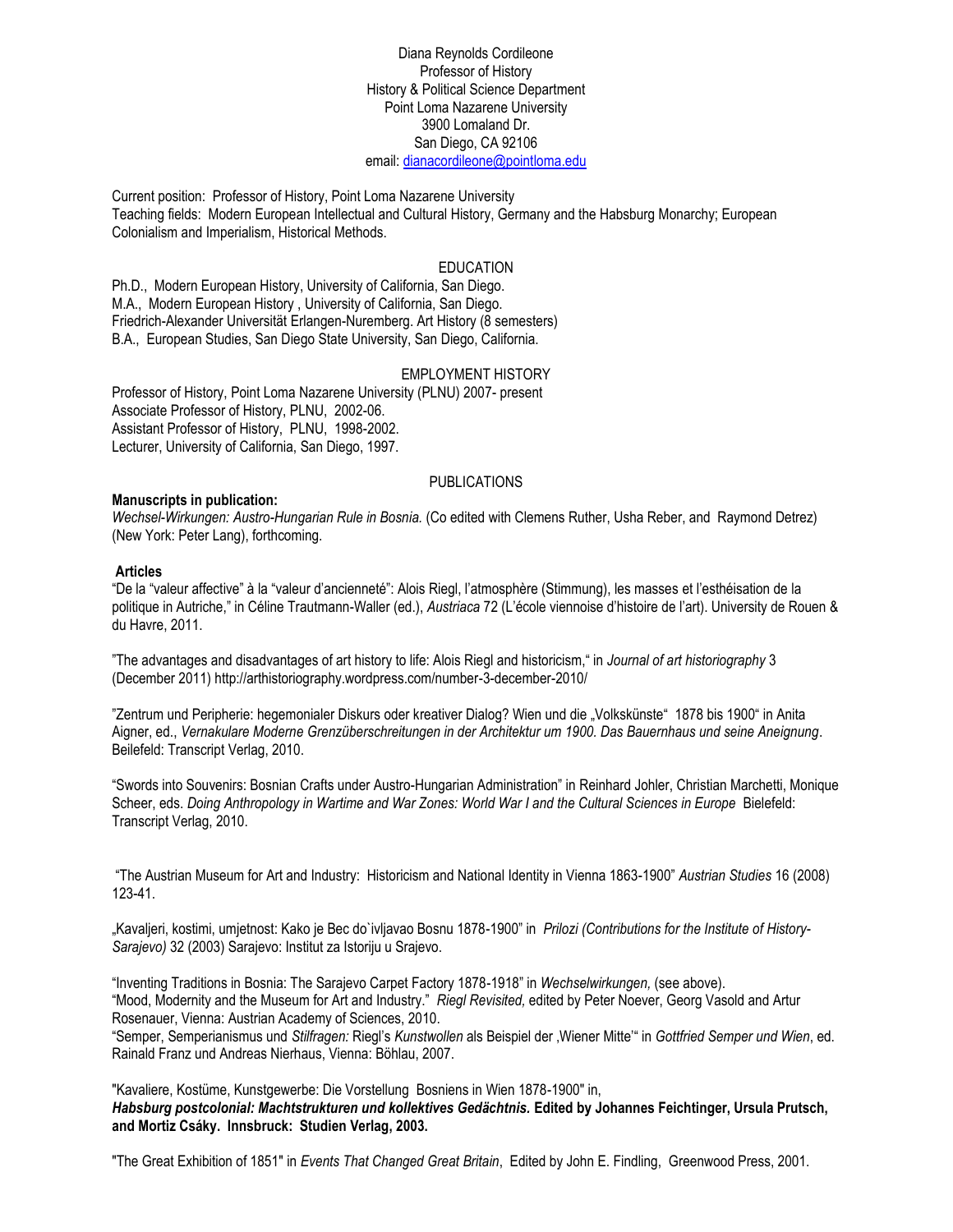Diana Reynolds Cordileone
Professor of History
History & Political Science Department
Point Loma Nazarene University
3900 Lomaland Dr.
San Diego, CA 92106
email: dianacordileone@pointloma.edu

Current position: Professor of History, Point Loma Nazarene University
Teaching fields: Modern European Intellectual and Cultural History, Germany and the Habsburg Monarchy; European Colonialism and Imperialism, Historical Methods.

## EDUCATION

Ph.D., Modern European History, University of California, San Diego.
M.A., Modern European History , University of California, San Diego.
Friedrich-Alexander Universität Erlangen-Nuremberg. Art History (8 semesters)
B.A., European Studies, San Diego State University, San Diego, California.

## EMPLOYMENT HISTORY

Professor of History, Point Loma Nazarene University (PLNU) 2007- present
Associate Professor of History, PLNU, 2002-06.
Assistant Professor of History, PLNU, 1998-2002.
Lecturer, University of California, San Diego, 1997.

## PUBLICATIONS

**Manuscripts in publication:**

*Wechsel-Wirkungen: Austro-Hungarian Rule in Bosnia.* (Co edited with Clemens Ruther, Usha Reber, and Raymond Detrez) (New York: Peter Lang), forthcoming.

**Articles**

"De la "valeur affective" à la "valeur d'ancienneté": Alois Riegl, l'atmosphère (Stimmung), les masses et l'esthéisation de la politique in Autriche," in Céline Trautmann-Waller (ed.), *Austriaca* 72 (L'école viennoise d'histoire de l'art). University de Rouen & du Havre, 2011.

"The advantages and disadvantages of art history to life: Alois Riegl and historicism," in *Journal of art historiography* 3 (December 2011) http://arthistoriography.wordpress.com/number-3-december-2010/

"Zentrum und Peripherie: hegemonialer Diskurs oder kreativer Dialog? Wien und die „Volkskünste" 1878 bis 1900" in Anita Aigner, ed., *Vernakulare Moderne Grenzüberschreitungen in der Architektur um 1900. Das Bauernhaus und seine Aneignung*. Beilefeld: Transcript Verlag, 2010.

"Swords into Souvenirs: Bosnian Crafts under Austro-Hungarian Administration" in Reinhard Johler, Christian Marchetti, Monique Scheer, eds. *Doing Anthropology in Wartime and War Zones: World War I and the Cultural Sciences in Europe* Bielefeld: Transcript Verlag, 2010.

"The Austrian Museum for Art and Industry: Historicism and National Identity in Vienna 1863-1900" *Austrian Studies* 16 (2008) 123-41.

„Kavaljeri, kostimi, umjetnost: Kako je Bec do`ivljavao Bosnu 1878-1900" in *Prilozi (Contributions for the Institute of History-Sarajevo)* 32 (2003) Sarajevo: Institut za Istoriju u Srajevo.

"Inventing Traditions in Bosnia: The Sarajevo Carpet Factory 1878-1918" in *Wechselwirkungen,* (see above).

"Mood, Modernity and the Museum for Art and Industry." *Riegl Revisited,* edited by Peter Noever, Georg Vasold and Artur Rosenauer, Vienna: Austrian Academy of Sciences, 2010.

"Semper, Semperianismus und *Stilfragen:* Riegl's *Kunstwollen* als Beispiel der ‚Wiener Mitte'" in *Gottfried Semper und Wien*, ed. Rainald Franz und Andreas Nierhaus, Vienna: Böhlau, 2007.

"Kavaliere, Kostüme, Kunstgewerbe: Die Vorstellung Bosniens in Wien 1878-1900" in, ***Habsburg postcolonial: Machtstrukturen und kollektives Gedächtnis.* Edited by Johannes Feichtinger, Ursula Prutsch, and Mortiz Csáky. Innsbruck: Studien Verlag, 2003.**

"The Great Exhibition of 1851" in *Events That Changed Great Britain*, Edited by John E. Findling, Greenwood Press, 2001.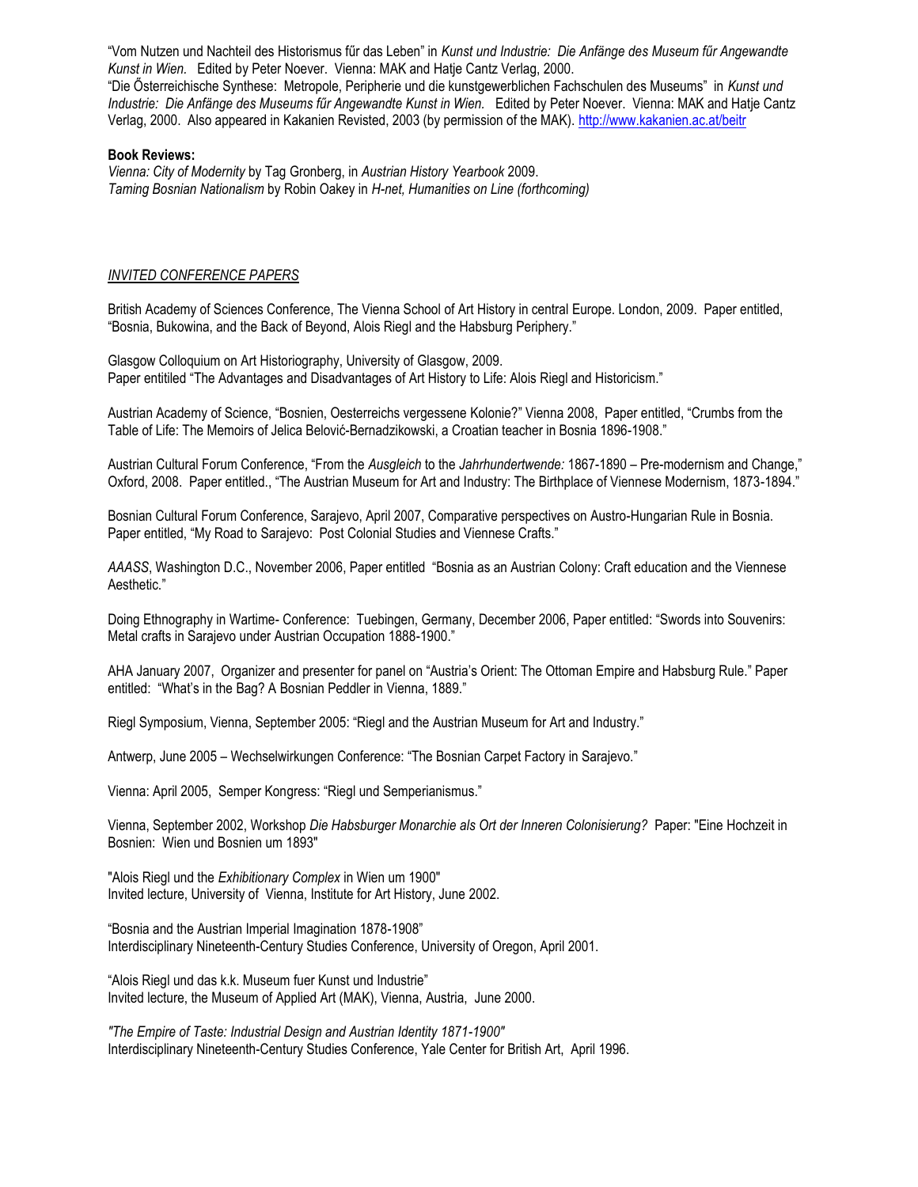"Vom Nutzen und Nachteil des Historismus fűr das Leben" in *Kunst und Industrie: Die Anfänge des Museum fűr Angewandte Kunst in Wien*. Edited by Peter Noever. Vienna: MAK and Hatje Cantz Verlag, 2000.
"Die Ősterreichische Synthese: Metropole, Peripherie und die kunstgewerblichen Fachschulen des Museums" in *Kunst und Industrie: Die Anfänge des Museums fűr Angewandte Kunst in Wien.* Edited by Peter Noever. Vienna: MAK and Hatje Cantz Verlag, 2000. Also appeared in Kakanien Revisted, 2003 (by permission of the MAK). http://www.kakanien.ac.at/beitr

**Book Reviews:**
*Vienna: City of Modernity* by Tag Gronberg, in *Austrian History Yearbook* 2009.
*Taming Bosnian Nationalism* by Robin Oakey in *H-net, Humanities on Line (forthcoming)*

## *INVITED CONFERENCE PAPERS*

British Academy of Sciences Conference, The Vienna School of Art History in central Europe. London, 2009. Paper entitled, "Bosnia, Bukowina, and the Back of Beyond, Alois Riegl and the Habsburg Periphery."

Glasgow Colloquium on Art Historiography, University of Glasgow, 2009.
Paper entitiled "The Advantages and Disadvantages of Art History to Life: Alois Riegl and Historicism."

Austrian Academy of Science, "Bosnien, Oesterreichs vergessene Kolonie?" Vienna 2008, Paper entitled, "Crumbs from the Table of Life: The Memoirs of Jelica Belović-Bernadzikowski, a Croatian teacher in Bosnia 1896-1908."

Austrian Cultural Forum Conference, "From the *Ausgleich* to the *Jahrhundertwende:* 1867-1890 – Pre-modernism and Change," Oxford, 2008. Paper entitled., "The Austrian Museum for Art and Industry: The Birthplace of Viennese Modernism, 1873-1894."

Bosnian Cultural Forum Conference, Sarajevo, April 2007, Comparative perspectives on Austro-Hungarian Rule in Bosnia. Paper entitled, "My Road to Sarajevo: Post Colonial Studies and Viennese Crafts."

*AAASS*, Washington D.C., November 2006, Paper entitled "Bosnia as an Austrian Colony: Craft education and the Viennese Aesthetic."

Doing Ethnography in Wartime- Conference: Tuebingen, Germany, December 2006, Paper entitled: "Swords into Souvenirs: Metal crafts in Sarajevo under Austrian Occupation 1888-1900."

AHA January 2007, Organizer and presenter for panel on "Austria's Orient: The Ottoman Empire and Habsburg Rule." Paper entitled: "What's in the Bag? A Bosnian Peddler in Vienna, 1889."

Riegl Symposium, Vienna, September 2005: "Riegl and the Austrian Museum for Art and Industry."

Antwerp, June 2005 – Wechselwirkungen Conference: "The Bosnian Carpet Factory in Sarajevo."

Vienna: April 2005, Semper Kongress: "Riegl und Semperianismus."

Vienna, September 2002, Workshop *Die Habsburger Monarchie als Ort der Inneren Colonisierung?* Paper: "Eine Hochzeit in Bosnien: Wien und Bosnien um 1893"

"Alois Riegl und the *Exhibitionary Complex* in Wien um 1900"
Invited lecture, University of Vienna, Institute for Art History, June 2002.

"Bosnia and the Austrian Imperial Imagination 1878-1908"
Interdisciplinary Nineteenth-Century Studies Conference, University of Oregon, April 2001.

"Alois Riegl und das k.k. Museum fuer Kunst und Industrie"
Invited lecture, the Museum of Applied Art (MAK), Vienna, Austria, June 2000.

*"The Empire of Taste: Industrial Design and Austrian Identity 1871-1900"*
Interdisciplinary Nineteenth-Century Studies Conference, Yale Center for British Art, April 1996.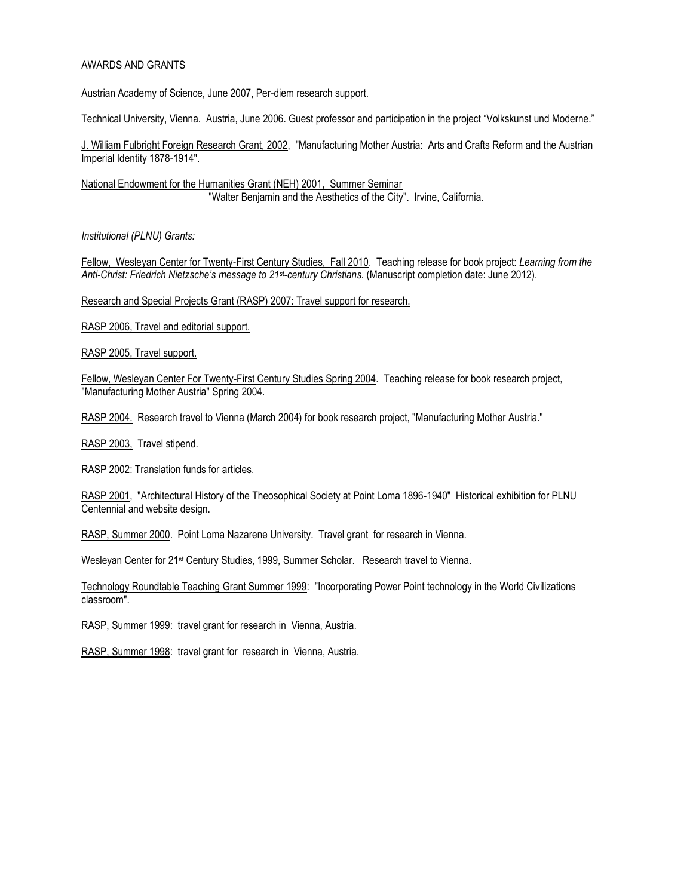## AWARDS AND GRANTS

Austrian Academy of Science, June 2007, Per-diem research support.

Technical University, Vienna. Austria, June 2006. Guest professor and participation in the project "Volkskunst und Moderne."

<u>J. William Fulbright Foreign Research Grant, 2002</u>, "Manufacturing Mother Austria: Arts and Crafts Reform and the Austrian Imperial Identity 1878-1914".

<u>National Endowment for the Humanities Grant (NEH) 2001, Summer Seminar</u>
"Walter Benjamin and the Aesthetics of the City". Irvine, California.

*Institutional (PLNU) Grants:*

<u>Fellow, Wesleyan Center for Twenty-First Century Studies, Fall 2010</u>. Teaching release for book project: *Learning from the Anti-Christ: Friedrich Nietzsche's message to 21st-century Christians.* (Manuscript completion date: June 2012).

<u>Research and Special Projects Grant (RASP) 2007: Travel support for research.</u>

<u>RASP 2006, Travel and editorial support.</u>

<u>RASP 2005, Travel support.</u>

<u>Fellow, Wesleyan Center For Twenty-First Century Studies Spring 2004</u>. Teaching release for book research project, "Manufacturing Mother Austria" Spring 2004.

<u>RASP 2004.</u> Research travel to Vienna (March 2004) for book research project, "Manufacturing Mother Austria."

<u>RASP 2003,</u> Travel stipend.

<u>RASP 2002:</u> Translation funds for articles.

<u>RASP 2001</u>, "Architectural History of the Theosophical Society at Point Loma 1896-1940" Historical exhibition for PLNU Centennial and website design.

<u>RASP, Summer 2000</u>. Point Loma Nazarene University. Travel grant for research in Vienna.

<u>Wesleyan Center for 21st Century Studies, 1999,</u> Summer Scholar. Research travel to Vienna.

<u>Technology Roundtable Teaching Grant Summer 1999</u>: "Incorporating Power Point technology in the World Civilizations classroom".

<u>RASP, Summer 1999</u>: travel grant for research in Vienna, Austria.

<u>RASP, Summer 1998</u>: travel grant for research in Vienna, Austria.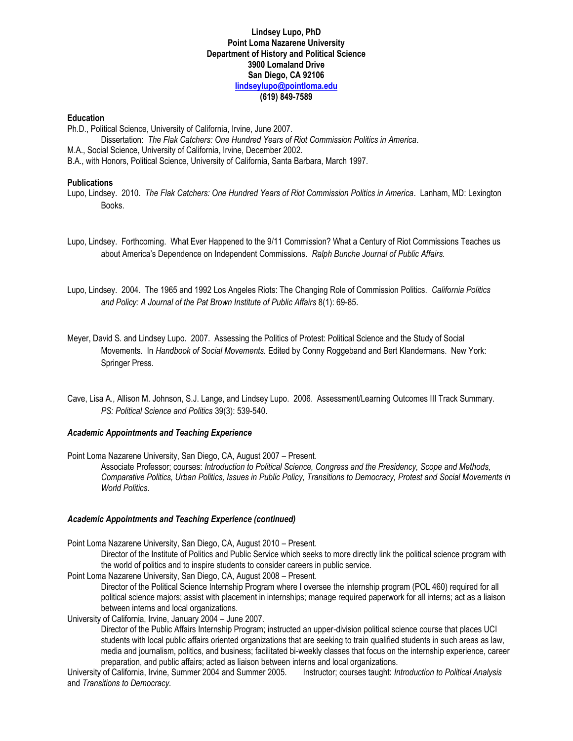**Lindsey Lupo, PhD**
**Point Loma Nazarene University**
**Department of History and Political Science**
**3900 Lomaland Drive**
**San Diego, CA 92106**
**[lindseylupo@pointloma.edu](mailto:lindseylupo@pointloma.edu)**
**(619) 849-7589**

**Education**

Ph.D., Political Science, University of California, Irvine, June 2007.
Dissertation: *The Flak Catchers: One Hundred Years of Riot Commission Politics in America*.
M.A., Social Science, University of California, Irvine, December 2002.
B.A., with Honors, Political Science, University of California, Santa Barbara, March 1997.

**Publications**

Lupo, Lindsey. 2010. *The Flak Catchers: One Hundred Years of Riot Commission Politics in America*. Lanham, MD: Lexington Books.

Lupo, Lindsey. Forthcoming. What Ever Happened to the 9/11 Commission? What a Century of Riot Commissions Teaches us about America's Dependence on Independent Commissions. *Ralph Bunche Journal of Public Affairs.*

Lupo, Lindsey. 2004. The 1965 and 1992 Los Angeles Riots: The Changing Role of Commission Politics. *California Politics and Policy: A Journal of the Pat Brown Institute of Public Affairs* 8(1): 69-85.

Meyer, David S. and Lindsey Lupo. 2007. Assessing the Politics of Protest: Political Science and the Study of Social Movements. In *Handbook of Social Movements.* Edited by Conny Roggeband and Bert Klandermans. New York: Springer Press.

Cave, Lisa A., Allison M. Johnson, S.J. Lange, and Lindsey Lupo. 2006. Assessment/Learning Outcomes III Track Summary. *PS: Political Science and Politics* 39(3): 539-540.

***Academic Appointments and Teaching Experience***

Point Loma Nazarene University, San Diego, CA, August 2007 – Present.
Associate Professor; courses: *Introduction to Political Science, Congress and the Presidency, Scope and Methods, Comparative Politics, Urban Politics, Issues in Public Policy, Transitions to Democracy, Protest and Social Movements in World Politics.*

***Academic Appointments and Teaching Experience (continued)***

Point Loma Nazarene University, San Diego, CA, August 2010 – Present.
Director of the Institute of Politics and Public Service which seeks to more directly link the political science program with the world of politics and to inspire students to consider careers in public service.

Point Loma Nazarene University, San Diego, CA, August 2008 – Present.
Director of the Political Science Internship Program where I oversee the internship program (POL 460) required for all political science majors; assist with placement in internships; manage required paperwork for all interns; act as a liaison between interns and local organizations.

University of California, Irvine, January 2004 – June 2007.
Director of the Public Affairs Internship Program; instructed an upper-division political science course that places UCI students with local public affairs oriented organizations that are seeking to train qualified students in such areas as law, media and journalism, politics, and business; facilitated bi-weekly classes that focus on the internship experience, career preparation, and public affairs; acted as liaison between interns and local organizations.

University of California, Irvine, Summer 2004 and Summer 2005. Instructor; courses taught: *Introduction to Political Analysis* and *Transitions to Democracy*.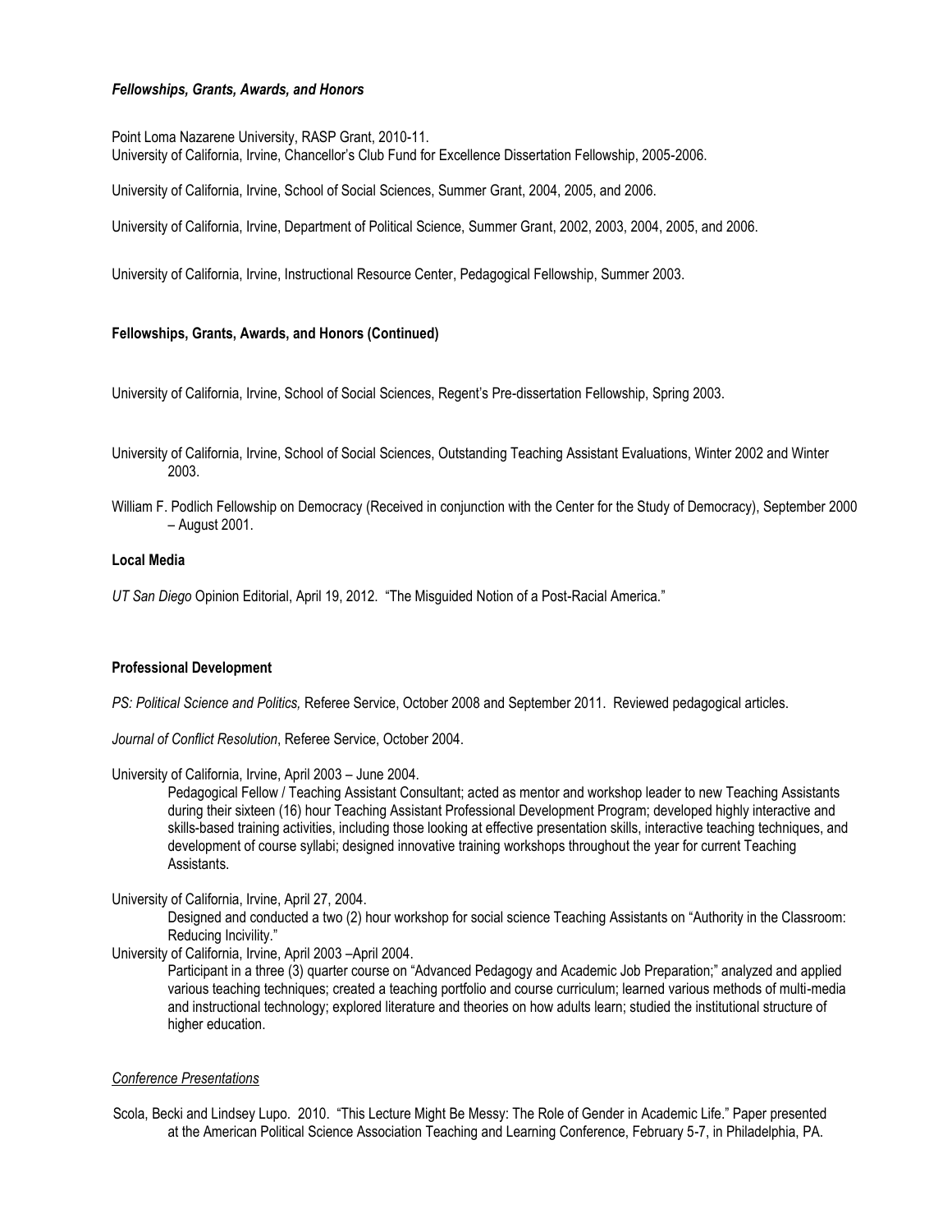### ***Fellowships, Grants, Awards, and Honors***

Point Loma Nazarene University, RASP Grant, 2010-11.
University of California, Irvine, Chancellor's Club Fund for Excellence Dissertation Fellowship, 2005-2006.

University of California, Irvine, School of Social Sciences, Summer Grant, 2004, 2005, and 2006.

University of California, Irvine, Department of Political Science, Summer Grant, 2002, 2003, 2004, 2005, and 2006.

University of California, Irvine, Instructional Resource Center, Pedagogical Fellowship, Summer 2003.

### **Fellowships, Grants, Awards, and Honors (Continued)**

University of California, Irvine, School of Social Sciences, Regent's Pre-dissertation Fellowship, Spring 2003.

University of California, Irvine, School of Social Sciences, Outstanding Teaching Assistant Evaluations, Winter 2002 and Winter 2003.

William F. Podlich Fellowship on Democracy (Received in conjunction with the Center for the Study of Democracy), September 2000 – August 2001.

### **Local Media**

*UT San Diego* Opinion Editorial, April 19, 2012. "The Misguided Notion of a Post-Racial America."

### **Professional Development**

*PS: Political Science and Politics,* Referee Service, October 2008 and September 2011. Reviewed pedagogical articles.

*Journal of Conflict Resolution*, Referee Service, October 2004.

University of California, Irvine, April 2003 – June 2004.

Pedagogical Fellow / Teaching Assistant Consultant; acted as mentor and workshop leader to new Teaching Assistants during their sixteen (16) hour Teaching Assistant Professional Development Program; developed highly interactive and skills-based training activities, including those looking at effective presentation skills, interactive teaching techniques, and development of course syllabi; designed innovative training workshops throughout the year for current Teaching Assistants.

University of California, Irvine, April 27, 2004.

Designed and conducted a two (2) hour workshop for social science Teaching Assistants on "Authority in the Classroom: Reducing Incivility."

University of California, Irvine, April 2003 –April 2004.

Participant in a three (3) quarter course on "Advanced Pedagogy and Academic Job Preparation;" analyzed and applied various teaching techniques; created a teaching portfolio and course curriculum; learned various methods of multi-media and instructional technology; explored literature and theories on how adults learn; studied the institutional structure of higher education.

### <u>*Conference Presentations*</u>

Scola, Becki and Lindsey Lupo. 2010. "This Lecture Might Be Messy: The Role of Gender in Academic Life." Paper presented at the American Political Science Association Teaching and Learning Conference, February 5-7, in Philadelphia, PA.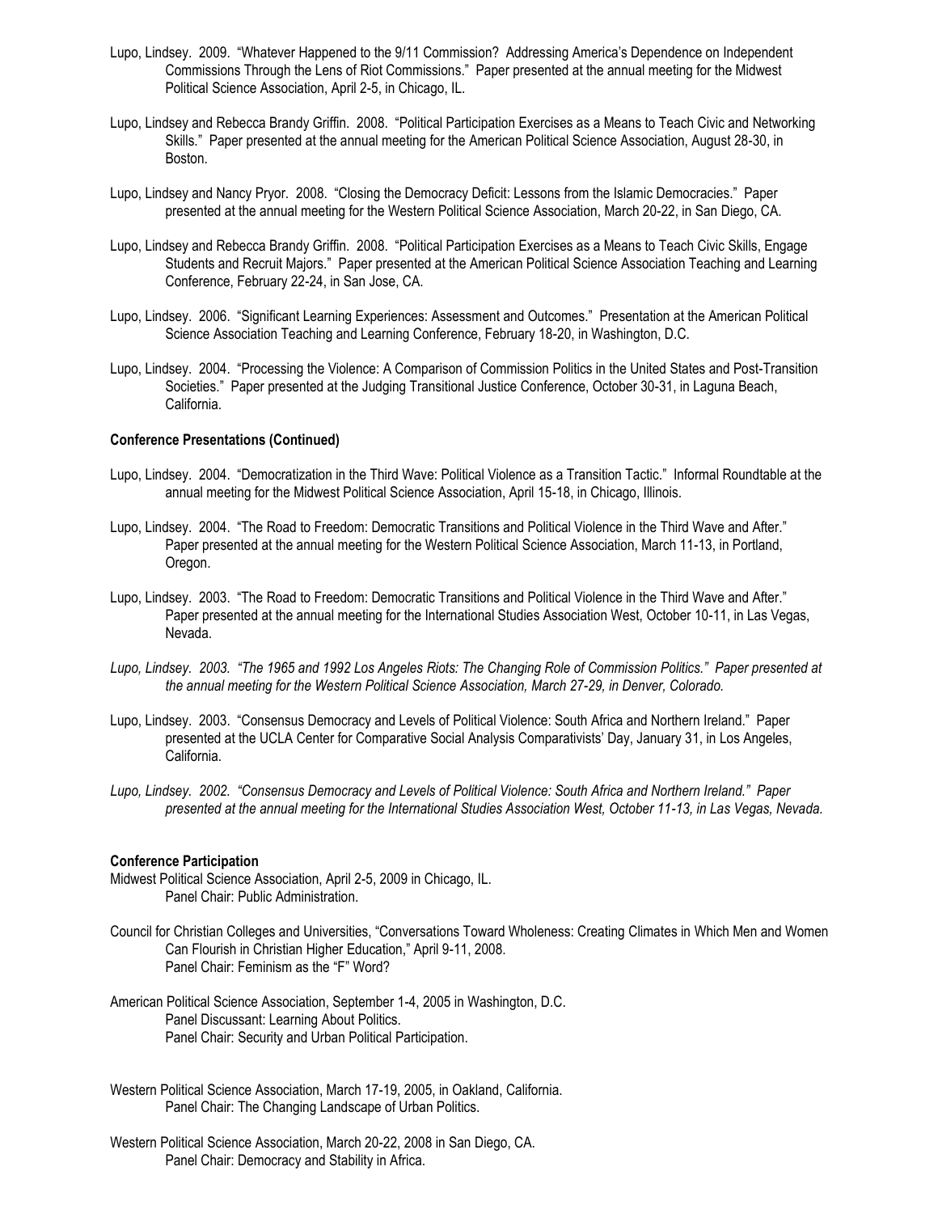Lupo, Lindsey. 2009. "Whatever Happened to the 9/11 Commission? Addressing America's Dependence on Independent Commissions Through the Lens of Riot Commissions." Paper presented at the annual meeting for the Midwest Political Science Association, April 2-5, in Chicago, IL.

Lupo, Lindsey and Rebecca Brandy Griffin. 2008. "Political Participation Exercises as a Means to Teach Civic and Networking Skills." Paper presented at the annual meeting for the American Political Science Association, August 28-30, in Boston.

Lupo, Lindsey and Nancy Pryor. 2008. "Closing the Democracy Deficit: Lessons from the Islamic Democracies." Paper presented at the annual meeting for the Western Political Science Association, March 20-22, in San Diego, CA.

Lupo, Lindsey and Rebecca Brandy Griffin. 2008. "Political Participation Exercises as a Means to Teach Civic Skills, Engage Students and Recruit Majors." Paper presented at the American Political Science Association Teaching and Learning Conference, February 22-24, in San Jose, CA.

Lupo, Lindsey. 2006. "Significant Learning Experiences: Assessment and Outcomes." Presentation at the American Political Science Association Teaching and Learning Conference, February 18-20, in Washington, D.C.

Lupo, Lindsey. 2004. "Processing the Violence: A Comparison of Commission Politics in the United States and Post-Transition Societies." Paper presented at the Judging Transitional Justice Conference, October 30-31, in Laguna Beach, California.

**Conference Presentations (Continued)**

Lupo, Lindsey. 2004. "Democratization in the Third Wave: Political Violence as a Transition Tactic." Informal Roundtable at the annual meeting for the Midwest Political Science Association, April 15-18, in Chicago, Illinois.

Lupo, Lindsey. 2004. "The Road to Freedom: Democratic Transitions and Political Violence in the Third Wave and After." Paper presented at the annual meeting for the Western Political Science Association, March 11-13, in Portland, Oregon.

Lupo, Lindsey. 2003. "The Road to Freedom: Democratic Transitions and Political Violence in the Third Wave and After." Paper presented at the annual meeting for the International Studies Association West, October 10-11, in Las Vegas, Nevada.

*Lupo, Lindsey. 2003. "The 1965 and 1992 Los Angeles Riots: The Changing Role of Commission Politics." Paper presented at the annual meeting for the Western Political Science Association, March 27-29, in Denver, Colorado.*

Lupo, Lindsey. 2003. "Consensus Democracy and Levels of Political Violence: South Africa and Northern Ireland." Paper presented at the UCLA Center for Comparative Social Analysis Comparativists' Day, January 31, in Los Angeles, California.

*Lupo, Lindsey. 2002. "Consensus Democracy and Levels of Political Violence: South Africa and Northern Ireland." Paper presented at the annual meeting for the International Studies Association West, October 11-13, in Las Vegas, Nevada.*

**Conference Participation**

Midwest Political Science Association, April 2-5, 2009 in Chicago, IL.
Panel Chair: Public Administration.

Council for Christian Colleges and Universities, "Conversations Toward Wholeness: Creating Climates in Which Men and Women Can Flourish in Christian Higher Education," April 9-11, 2008.
Panel Chair: Feminism as the "F" Word?

American Political Science Association, September 1-4, 2005 in Washington, D.C.
Panel Discussant: Learning About Politics.
Panel Chair: Security and Urban Political Participation.

Western Political Science Association, March 17-19, 2005, in Oakland, California.
Panel Chair: The Changing Landscape of Urban Politics.

Western Political Science Association, March 20-22, 2008 in San Diego, CA.
Panel Chair: Democracy and Stability in Africa.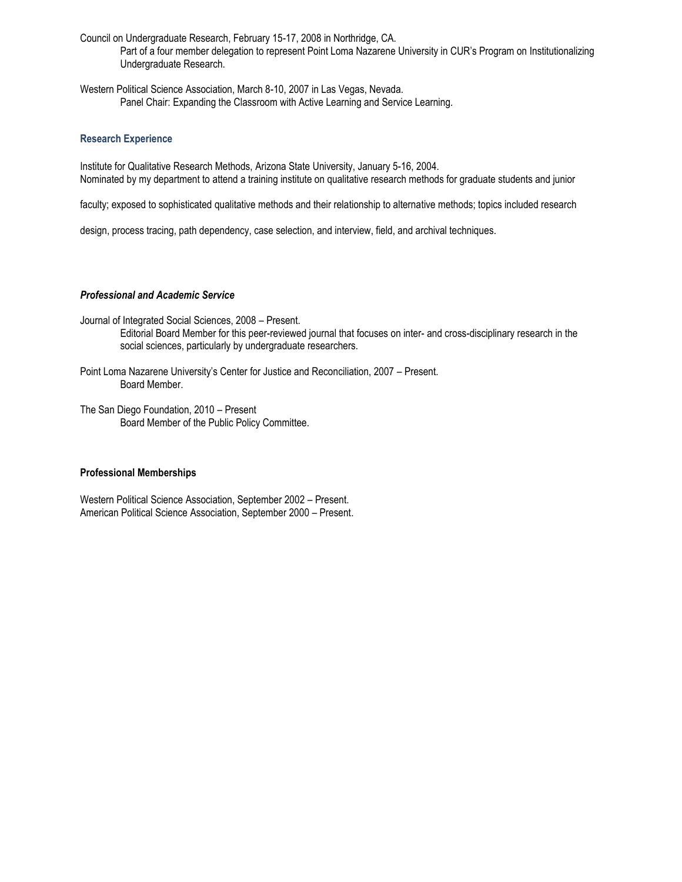Council on Undergraduate Research, February 15-17, 2008 in Northridge, CA.

Part of a four member delegation to represent Point Loma Nazarene University in CUR's Program on Institutionalizing Undergraduate Research.

Western Political Science Association, March 8-10, 2007 in Las Vegas, Nevada.

Panel Chair: Expanding the Classroom with Active Learning and Service Learning.

### Research Experience

Institute for Qualitative Research Methods, Arizona State University, January 5-16, 2004.
Nominated by my department to attend a training institute on qualitative research methods for graduate students and junior faculty; exposed to sophisticated qualitative methods and their relationship to alternative methods; topics included research design, process tracing, path dependency, case selection, and interview, field, and archival techniques.

### *Professional and Academic Service*

Journal of Integrated Social Sciences, 2008 – Present.

Editorial Board Member for this peer-reviewed journal that focuses on inter- and cross-disciplinary research in the social sciences, particularly by undergraduate researchers.

Point Loma Nazarene University's Center for Justice and Reconciliation, 2007 – Present.

Board Member.

The San Diego Foundation, 2010 – Present

Board Member of the Public Policy Committee.

### Professional Memberships

Western Political Science Association, September 2002 – Present.
American Political Science Association, September 2000 – Present.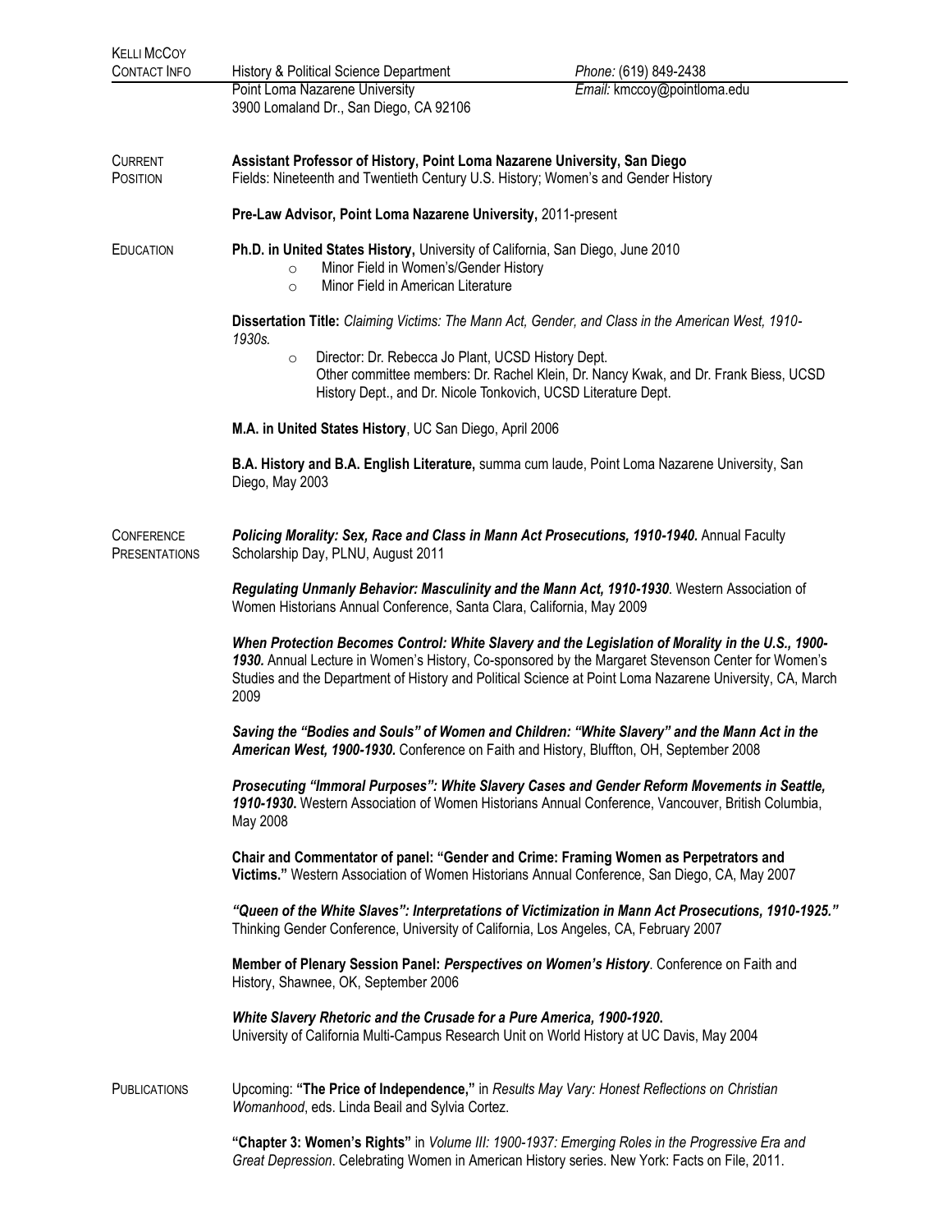# Kelli McCoy

## Contact Info

History & Political Science Department
Point Loma Nazarene University
3900 Lomaland Dr., San Diego, CA 92106

*Phone:* (619) 849-2438
*Email:* kmccoy@pointloma.edu

## Current Position

**Assistant Professor of History, Point Loma Nazarene University, San Diego**
Fields: Nineteenth and Twentieth Century U.S. History; Women's and Gender History

**Pre-Law Advisor, Point Loma Nazarene University,** 2011-present

## Education

**Ph.D. in United States History,** University of California, San Diego, June 2010

- Minor Field in Women's/Gender History
- Minor Field in American Literature

**Dissertation Title:** *Claiming Victims: The Mann Act, Gender, and Class in the American West, 1910-1930s.*

- Director: Dr. Rebecca Jo Plant, UCSD History Dept.
  Other committee members: Dr. Rachel Klein, Dr. Nancy Kwak, and Dr. Frank Biess, UCSD History Dept., and Dr. Nicole Tonkovich, UCSD Literature Dept.

**M.A. in United States History**, UC San Diego, April 2006

**B.A. History and B.A. English Literature,** summa cum laude, Point Loma Nazarene University, San Diego, May 2003

## Conference Presentations

***Policing Morality: Sex, Race and Class in Mann Act Prosecutions, 1910-1940.*** Annual Faculty Scholarship Day, PLNU, August 2011

***Regulating Unmanly Behavior: Masculinity and the Mann Act, 1910-1930***. Western Association of Women Historians Annual Conference, Santa Clara, California, May 2009

***When Protection Becomes Control: White Slavery and the Legislation of Morality in the U.S., 1900-1930.*** Annual Lecture in Women's History, Co-sponsored by the Margaret Stevenson Center for Women's Studies and the Department of History and Political Science at Point Loma Nazarene University, CA, March 2009

***Saving the "Bodies and Souls" of Women and Children: "White Slavery" and the Mann Act in the American West, 1900-1930.*** Conference on Faith and History, Bluffton, OH, September 2008

***Prosecuting "Immoral Purposes": White Slavery Cases and Gender Reform Movements in Seattle, 1910-1930.*** Western Association of Women Historians Annual Conference, Vancouver, British Columbia, May 2008

**Chair and Commentator of panel: "Gender and Crime: Framing Women as Perpetrators and Victims."** Western Association of Women Historians Annual Conference, San Diego, CA, May 2007

***"Queen of the White Slaves": Interpretations of Victimization in Mann Act Prosecutions, 1910-1925."*** Thinking Gender Conference, University of California, Los Angeles, CA, February 2007

**Member of Plenary Session Panel: *Perspectives on Women's History***. Conference on Faith and History, Shawnee, OK, September 2006

***White Slavery Rhetoric and the Crusade for a Pure America, 1900-1920.***
University of California Multi-Campus Research Unit on World History at UC Davis, May 2004

## Publications

Upcoming: **"The Price of Independence,"** in *Results May Vary: Honest Reflections on Christian Womanhood*, eds. Linda Beail and Sylvia Cortez.

**"Chapter 3: Women's Rights"** in *Volume III: 1900-1937: Emerging Roles in the Progressive Era and Great Depression*. Celebrating Women in American History series. New York: Facts on File, 2011.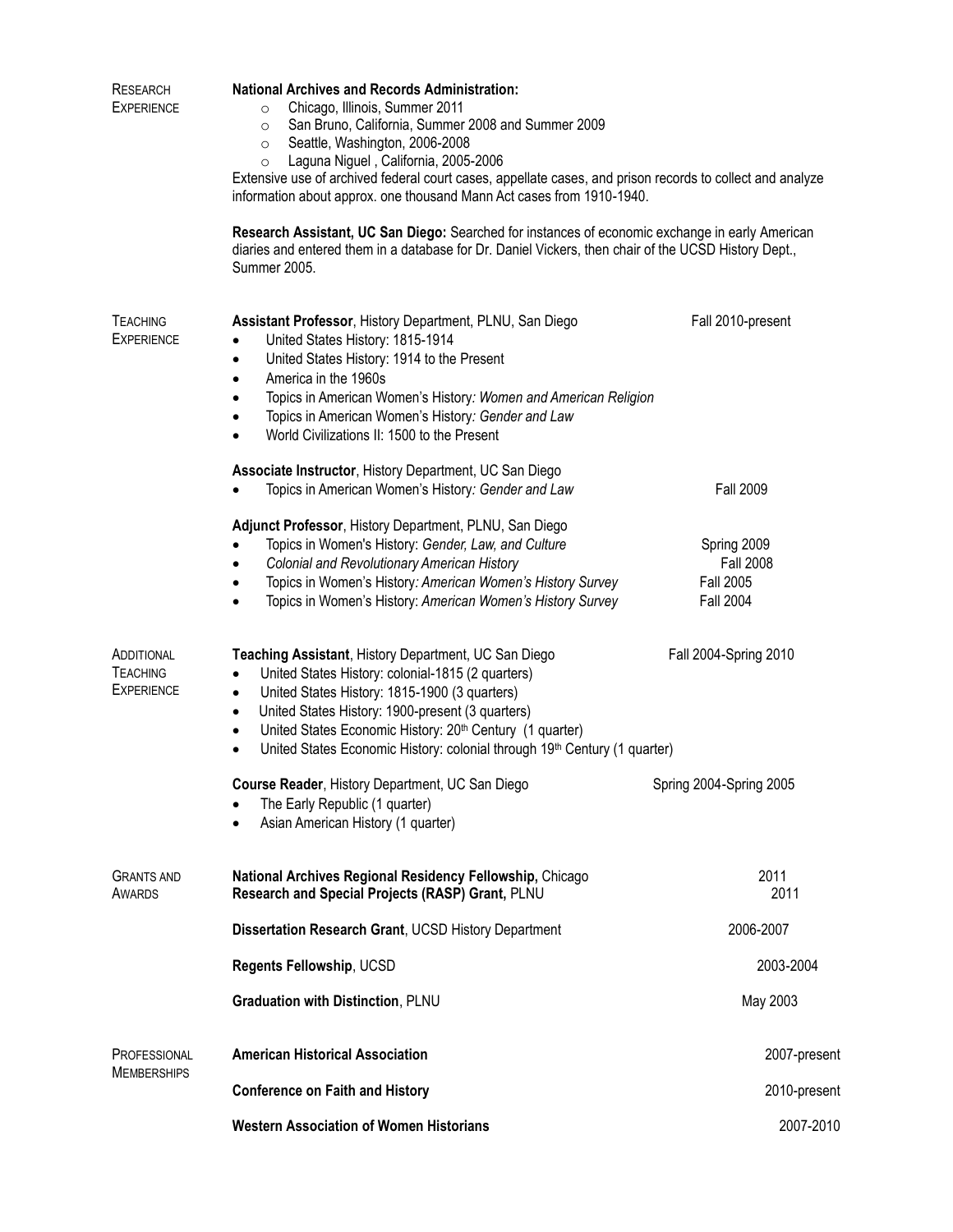## Research Experience

**National Archives and Records Administration:**

- Chicago, Illinois, Summer 2011
- San Bruno, California, Summer 2008 and Summer 2009
- Seattle, Washington, 2006-2008
- Laguna Niguel , California, 2005-2006

Extensive use of archived federal court cases, appellate cases, and prison records to collect and analyze information about approx. one thousand Mann Act cases from 1910-1940.

**Research Assistant, UC San Diego:** Searched for instances of economic exchange in early American diaries and entered them in a database for Dr. Daniel Vickers, then chair of the UCSD History Dept., Summer 2005.

## Teaching Experience

**Assistant Professor**, History Department, PLNU, San Diego — Fall 2010-present

- United States History: 1815-1914
- United States History: 1914 to the Present
- America in the 1960s
- Topics in American Women's History*: Women and American Religion*
- Topics in American Women's History*: Gender and Law*
- World Civilizations II: 1500 to the Present

**Associate Instructor**, History Department, UC San Diego

- Topics in American Women's History*: Gender and Law* — Fall 2009

**Adjunct Professor**, History Department, PLNU, San Diego

- Topics in Women's History: *Gender, Law, and Culture* — Spring 2009
- *Colonial and Revolutionary American History* — Fall 2008
- Topics in Women's History*: American Women's History Survey* — Fall 2005
- Topics in Women's History: *American Women's History Survey* — Fall 2004

## Additional Teaching Experience

**Teaching Assistant**, History Department, UC San Diego — Fall 2004-Spring 2010

- United States History: colonial-1815 (2 quarters)
- United States History: 1815-1900 (3 quarters)
- United States History: 1900-present (3 quarters)
- United States Economic History: 20th Century (1 quarter)
- United States Economic History: colonial through 19th Century (1 quarter)

**Course Reader**, History Department, UC San Diego — Spring 2004-Spring 2005

- The Early Republic (1 quarter)
- Asian American History (1 quarter)

## Grants and Awards

**National Archives Regional Residency Fellowship,** Chicago — 2011

**Research and Special Projects (RASP) Grant,** PLNU — 2011

**Dissertation Research Grant**, UCSD History Department — 2006-2007

**Regents Fellowship**, UCSD — 2003-2004

**Graduation with Distinction**, PLNU — May 2003

## Professional Memberships

**American Historical Association** — 2007-present

**Conference on Faith and History** — 2010-present

**Western Association of Women Historians** — 2007-2010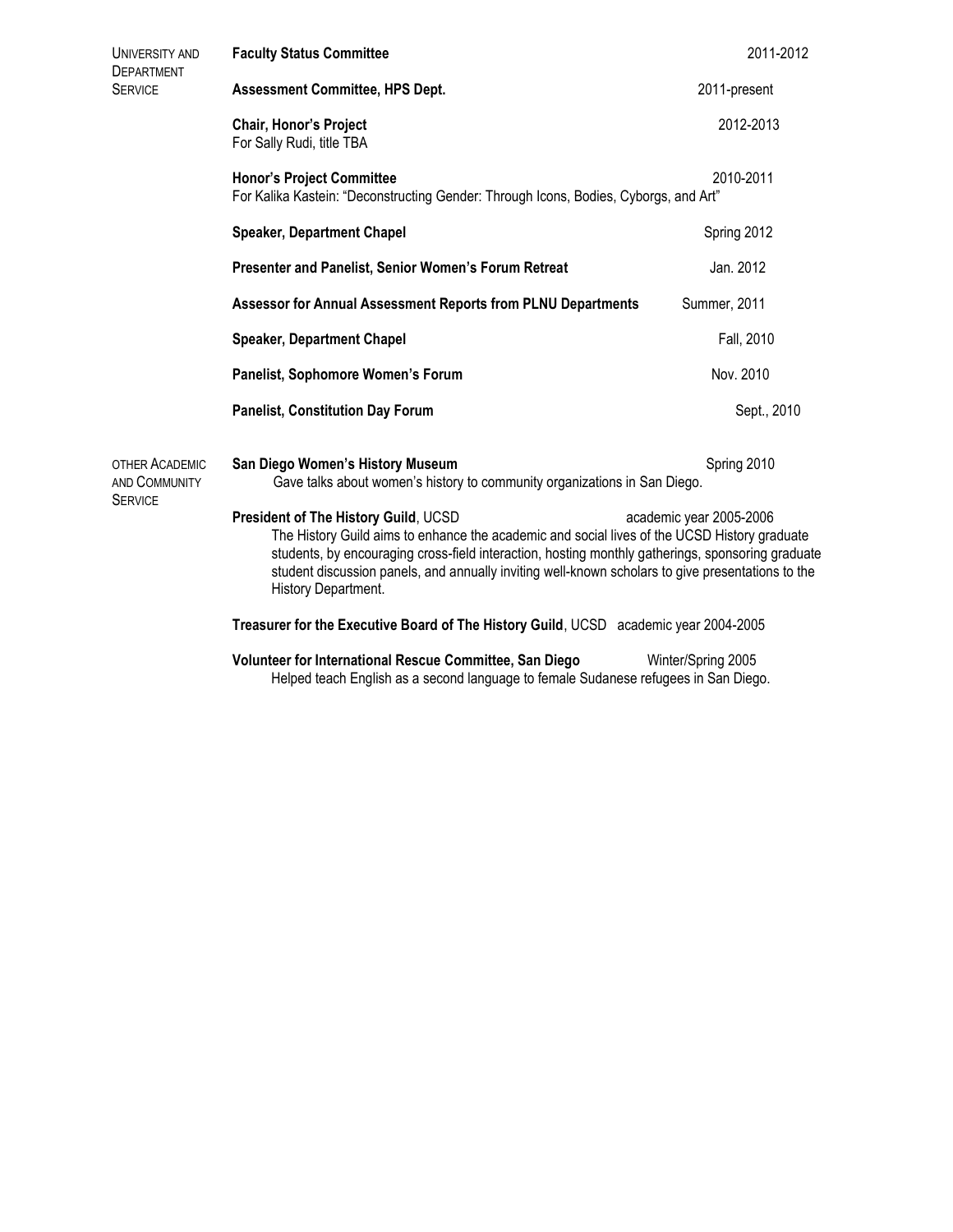## University and Department Service

**Faculty Status Committee** — 2011-2012

**Assessment Committee, HPS Dept.** — 2011-present

**Chair, Honor's Project** — 2012-2013
For Sally Rudi, title TBA

**Honor's Project Committee** — 2010-2011
For Kalika Kastein: "Deconstructing Gender: Through Icons, Bodies, Cyborgs, and Art"

**Speaker, Department Chapel** — Spring 2012

**Presenter and Panelist, Senior Women's Forum Retreat** — Jan. 2012

**Assessor for Annual Assessment Reports from PLNU Departments** — Summer, 2011

**Speaker, Department Chapel** — Fall, 2010

**Panelist, Sophomore Women's Forum** — Nov. 2010

**Panelist, Constitution Day Forum** — Sept., 2010

## Other Academic and Community Service

**San Diego Women's History Museum** — Spring 2010
Gave talks about women's history to community organizations in San Diego.

**President of The History Guild**, UCSD — academic year 2005-2006
The History Guild aims to enhance the academic and social lives of the UCSD History graduate students, by encouraging cross-field interaction, hosting monthly gatherings, sponsoring graduate student discussion panels, and annually inviting well-known scholars to give presentations to the History Department.

**Treasurer for the Executive Board of The History Guild**, UCSD — academic year 2004-2005

**Volunteer for International Rescue Committee, San Diego** — Winter/Spring 2005
Helped teach English as a second language to female Sudanese refugees in San Diego.